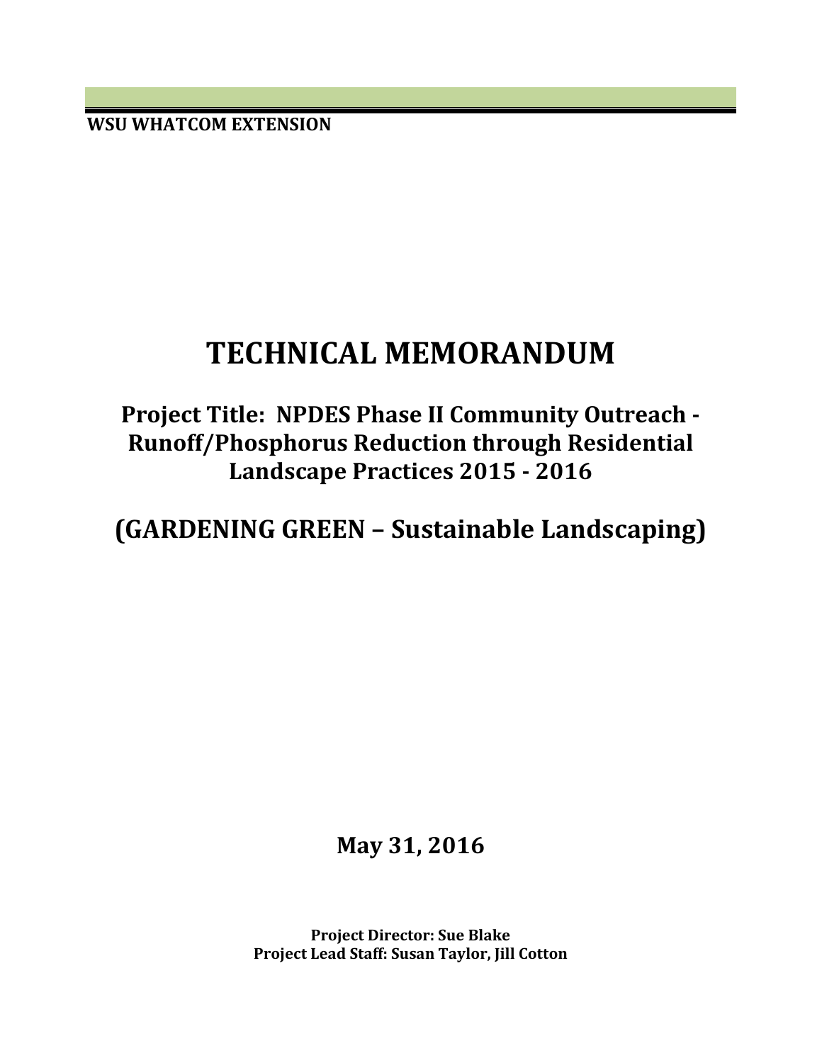**WSU WHATCOM EXTENSION**

# TECHNICAL MEMORANDUM

## Project Title: NPDES Phase II Community Outreach - Runoff/Phosphorus Reduction through Residential Landscape Practices 2015 - 2016

## (GARDENING GREEN – Sustainable Landscaping)

**May 31, 2016**

**Project Director: Sue Blake**
**Project Lead Staff: Susan Taylor, Jill Cotton**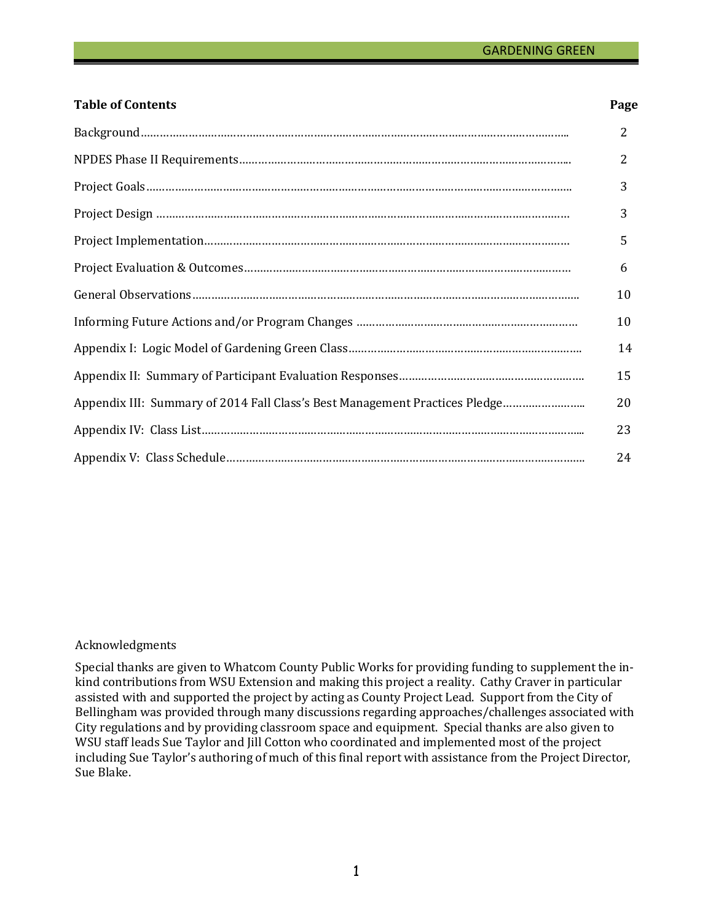| Table of Contents | Page |
|---|---|
| Background | 2 |
| NPDES Phase II Requirements | 2 |
| Project Goals | 3 |
| Project Design | 3 |
| Project Implementation | 5 |
| Project Evaluation & Outcomes | 6 |
| General Observations | 10 |
| Informing Future Actions and/or Program Changes | 10 |
| Appendix I: Logic Model of Gardening Green Class | 14 |
| Appendix II: Summary of Participant Evaluation Responses | 15 |
| Appendix III: Summary of 2014 Fall Class's Best Management Practices Pledge | 20 |
| Appendix IV: Class List | 23 |
| Appendix V: Class Schedule | 24 |

Acknowledgments

Special thanks are given to Whatcom County Public Works for providing funding to supplement the in-kind contributions from WSU Extension and making this project a reality. Cathy Craver in particular assisted with and supported the project by acting as County Project Lead. Support from the City of Bellingham was provided through many discussions regarding approaches/challenges associated with City regulations and by providing classroom space and equipment. Special thanks are also given to WSU staff leads Sue Taylor and Jill Cotton who coordinated and implemented most of the project including Sue Taylor's authoring of much of this final report with assistance from the Project Director, Sue Blake.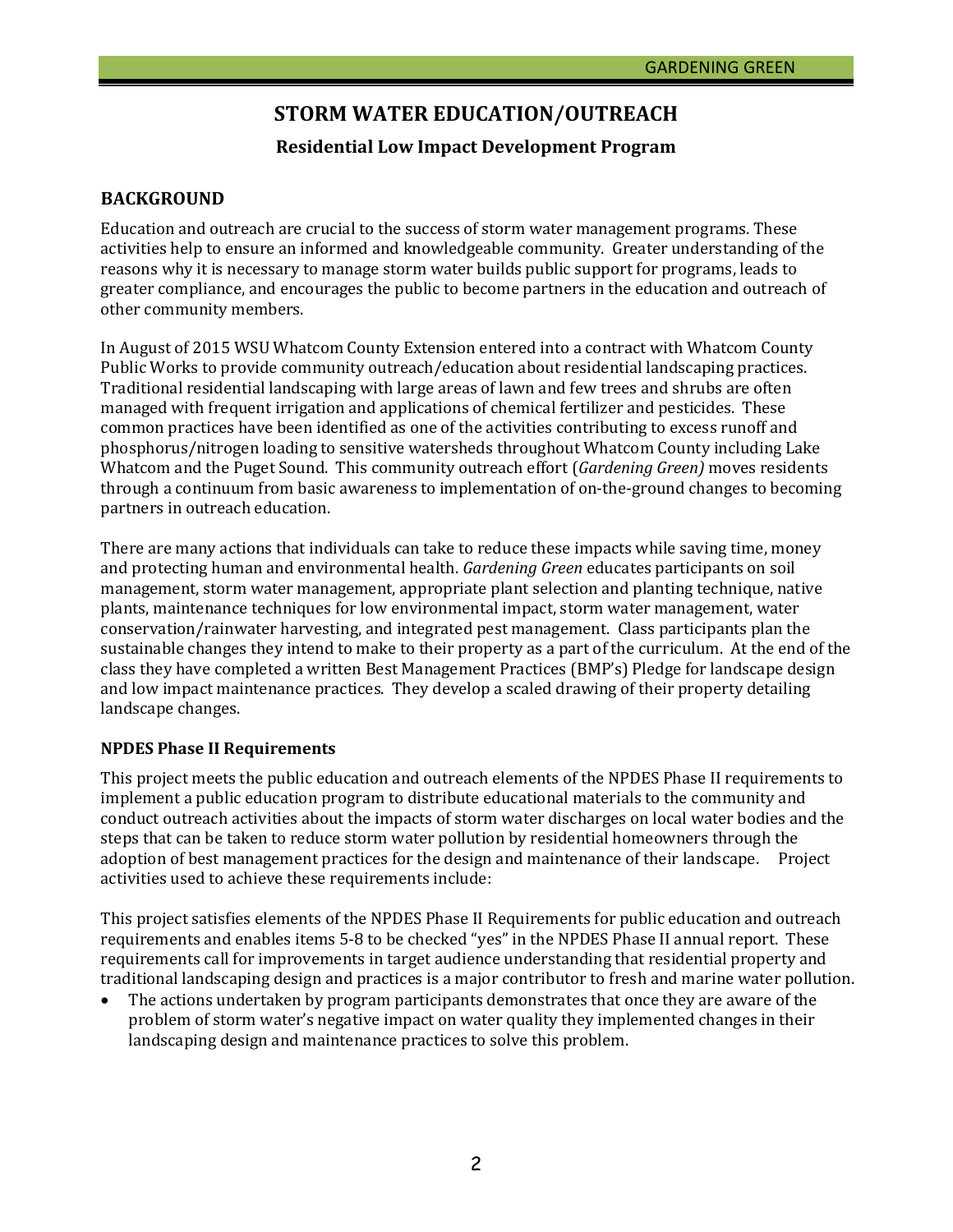# STORM WATER EDUCATION/OUTREACH

## Residential Low Impact Development Program

## BACKGROUND

Education and outreach are crucial to the success of storm water management programs. These activities help to ensure an informed and knowledgeable community. Greater understanding of the reasons why it is necessary to manage storm water builds public support for programs, leads to greater compliance, and encourages the public to become partners in the education and outreach of other community members.

In August of 2015 WSU Whatcom County Extension entered into a contract with Whatcom County Public Works to provide community outreach/education about residential landscaping practices. Traditional residential landscaping with large areas of lawn and few trees and shrubs are often managed with frequent irrigation and applications of chemical fertilizer and pesticides. These common practices have been identified as one of the activities contributing to excess runoff and phosphorus/nitrogen loading to sensitive watersheds throughout Whatcom County including Lake Whatcom and the Puget Sound. This community outreach effort (*Gardening Green)* moves residents through a continuum from basic awareness to implementation of on-the-ground changes to becoming partners in outreach education.

There are many actions that individuals can take to reduce these impacts while saving time, money and protecting human and environmental health. *Gardening Green* educates participants on soil management, storm water management, appropriate plant selection and planting technique, native plants, maintenance techniques for low environmental impact, storm water management, water conservation/rainwater harvesting, and integrated pest management. Class participants plan the sustainable changes they intend to make to their property as a part of the curriculum. At the end of the class they have completed a written Best Management Practices (BMP's) Pledge for landscape design and low impact maintenance practices. They develop a scaled drawing of their property detailing landscape changes.

### NPDES Phase II Requirements

This project meets the public education and outreach elements of the NPDES Phase II requirements to implement a public education program to distribute educational materials to the community and conduct outreach activities about the impacts of storm water discharges on local water bodies and the steps that can be taken to reduce storm water pollution by residential homeowners through the adoption of best management practices for the design and maintenance of their landscape. Project activities used to achieve these requirements include:

This project satisfies elements of the NPDES Phase II Requirements for public education and outreach requirements and enables items 5-8 to be checked "yes" in the NPDES Phase II annual report. These requirements call for improvements in target audience understanding that residential property and traditional landscaping design and practices is a major contributor to fresh and marine water pollution.

- The actions undertaken by program participants demonstrates that once they are aware of the problem of storm water's negative impact on water quality they implemented changes in their landscaping design and maintenance practices to solve this problem.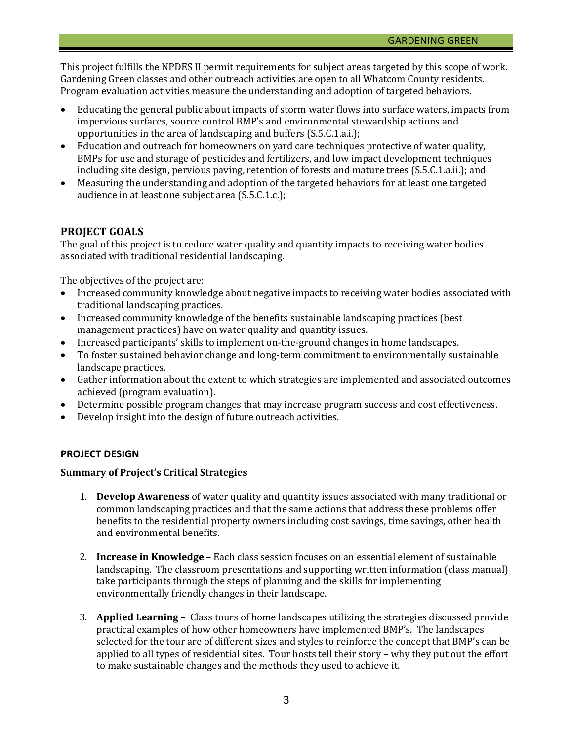This project fulfills the NPDES II permit requirements for subject areas targeted by this scope of work. Gardening Green classes and other outreach activities are open to all Whatcom County residents. Program evaluation activities measure the understanding and adoption of targeted behaviors.

- Educating the general public about impacts of storm water flows into surface waters, impacts from impervious surfaces, source control BMP's and environmental stewardship actions and opportunities in the area of landscaping and buffers (S.5.C.1.a.i.);
- Education and outreach for homeowners on yard care techniques protective of water quality, BMPs for use and storage of pesticides and fertilizers, and low impact development techniques including site design, pervious paving, retention of forests and mature trees (S.5.C.1.a.ii.); and
- Measuring the understanding and adoption of the targeted behaviors for at least one targeted audience in at least one subject area (S.5.C.1.c.);

## PROJECT GOALS

The goal of this project is to reduce water quality and quantity impacts to receiving water bodies associated with traditional residential landscaping.

The objectives of the project are:

- Increased community knowledge about negative impacts to receiving water bodies associated with traditional landscaping practices.
- Increased community knowledge of the benefits sustainable landscaping practices (best management practices) have on water quality and quantity issues.
- Increased participants' skills to implement on-the-ground changes in home landscapes.
- To foster sustained behavior change and long-term commitment to environmentally sustainable landscape practices.
- Gather information about the extent to which strategies are implemented and associated outcomes achieved (program evaluation).
- Determine possible program changes that may increase program success and cost effectiveness.
- Develop insight into the design of future outreach activities.

### PROJECT DESIGN

**Summary of Project's Critical Strategies**

1. **Develop Awareness** of water quality and quantity issues associated with many traditional or common landscaping practices and that the same actions that address these problems offer benefits to the residential property owners including cost savings, time savings, other health and environmental benefits.

2. **Increase in Knowledge** – Each class session focuses on an essential element of sustainable landscaping. The classroom presentations and supporting written information (class manual) take participants through the steps of planning and the skills for implementing environmentally friendly changes in their landscape.

3. **Applied Learning** – Class tours of home landscapes utilizing the strategies discussed provide practical examples of how other homeowners have implemented BMP's. The landscapes selected for the tour are of different sizes and styles to reinforce the concept that BMP's can be applied to all types of residential sites. Tour hosts tell their story – why they put out the effort to make sustainable changes and the methods they used to achieve it.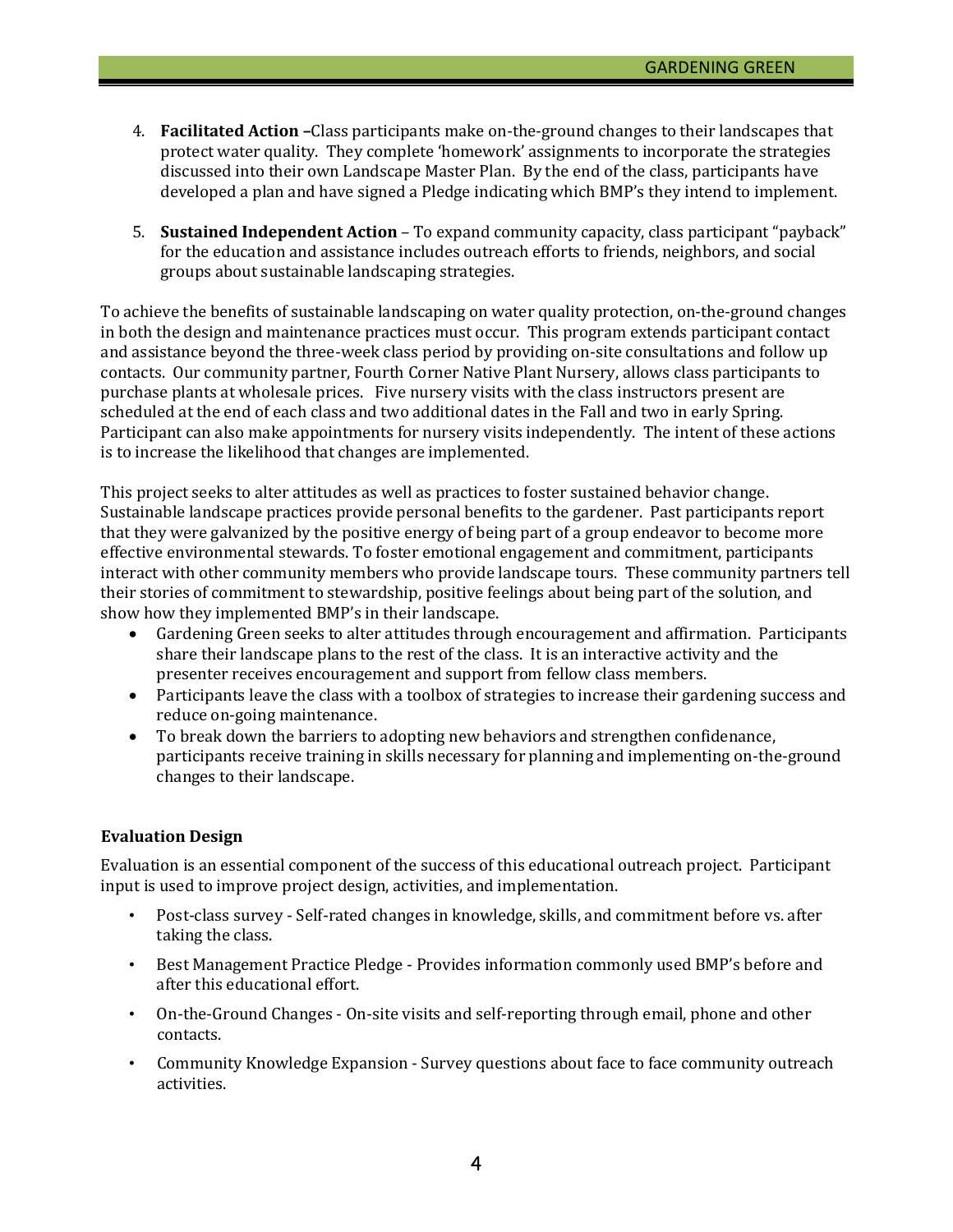4. **Facilitated Action –**Class participants make on-the-ground changes to their landscapes that protect water quality. They complete 'homework' assignments to incorporate the strategies discussed into their own Landscape Master Plan. By the end of the class, participants have developed a plan and have signed a Pledge indicating which BMP's they intend to implement.

5. **Sustained Independent Action** – To expand community capacity, class participant "payback" for the education and assistance includes outreach efforts to friends, neighbors, and social groups about sustainable landscaping strategies.

To achieve the benefits of sustainable landscaping on water quality protection, on-the-ground changes in both the design and maintenance practices must occur. This program extends participant contact and assistance beyond the three-week class period by providing on-site consultations and follow up contacts. Our community partner, Fourth Corner Native Plant Nursery, allows class participants to purchase plants at wholesale prices. Five nursery visits with the class instructors present are scheduled at the end of each class and two additional dates in the Fall and two in early Spring. Participant can also make appointments for nursery visits independently. The intent of these actions is to increase the likelihood that changes are implemented.

This project seeks to alter attitudes as well as practices to foster sustained behavior change. Sustainable landscape practices provide personal benefits to the gardener. Past participants report that they were galvanized by the positive energy of being part of a group endeavor to become more effective environmental stewards. To foster emotional engagement and commitment, participants interact with other community members who provide landscape tours. These community partners tell their stories of commitment to stewardship, positive feelings about being part of the solution, and show how they implemented BMP's in their landscape.

- Gardening Green seeks to alter attitudes through encouragement and affirmation. Participants share their landscape plans to the rest of the class. It is an interactive activity and the presenter receives encouragement and support from fellow class members.
- Participants leave the class with a toolbox of strategies to increase their gardening success and reduce on-going maintenance.
- To break down the barriers to adopting new behaviors and strengthen confidenance, participants receive training in skills necessary for planning and implementing on-the-ground changes to their landscape.

### Evaluation Design

Evaluation is an essential component of the success of this educational outreach project. Participant input is used to improve project design, activities, and implementation.

- Post-class survey - Self-rated changes in knowledge, skills, and commitment before vs. after taking the class.
- Best Management Practice Pledge - Provides information commonly used BMP's before and after this educational effort.
- On-the-Ground Changes - On-site visits and self-reporting through email, phone and other contacts.
- Community Knowledge Expansion - Survey questions about face to face community outreach activities.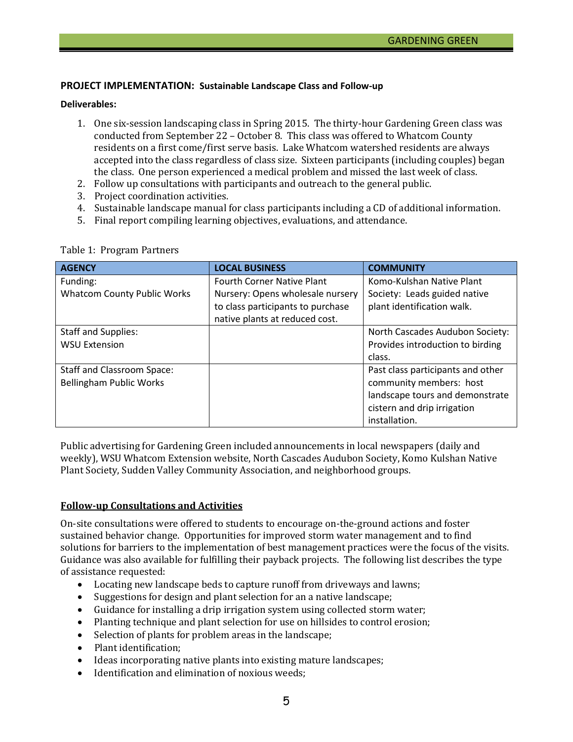## PROJECT IMPLEMENTATION: Sustainable Landscape Class and Follow-up

**Deliverables:**

1. One six-session landscaping class in Spring 2015. The thirty-hour Gardening Green class was conducted from September 22 – October 8. This class was offered to Whatcom County residents on a first come/first serve basis. Lake Whatcom watershed residents are always accepted into the class regardless of class size. Sixteen participants (including couples) began the class. One person experienced a medical problem and missed the last week of class.
2. Follow up consultations with participants and outreach to the general public.
3. Project coordination activities.
4. Sustainable landscape manual for class participants including a CD of additional information.
5. Final report compiling learning objectives, evaluations, and attendance.

Table 1: Program Partners

| AGENCY | LOCAL BUSINESS | COMMUNITY |
|---|---|---|
| Funding:<br>Whatcom County Public Works | Fourth Corner Native Plant Nursery: Opens wholesale nursery to class participants to purchase native plants at reduced cost. | Komo-Kulshan Native Plant Society: Leads guided native plant identification walk. |
| Staff and Supplies:<br>WSU Extension | | North Cascades Audubon Society: Provides introduction to birding class. |
| Staff and Classroom Space:<br>Bellingham Public Works | | Past class participants and other community members: host landscape tours and demonstrate cistern and drip irrigation installation. |

Public advertising for Gardening Green included announcements in local newspapers (daily and weekly), WSU Whatcom Extension website, North Cascades Audubon Society, Komo Kulshan Native Plant Society, Sudden Valley Community Association, and neighborhood groups.

### Follow-up Consultations and Activities

On-site consultations were offered to students to encourage on-the-ground actions and foster sustained behavior change. Opportunities for improved storm water management and to find solutions for barriers to the implementation of best management practices were the focus of the visits. Guidance was also available for fulfilling their payback projects. The following list describes the type of assistance requested:

- Locating new landscape beds to capture runoff from driveways and lawns;
- Suggestions for design and plant selection for an a native landscape;
- Guidance for installing a drip irrigation system using collected storm water;
- Planting technique and plant selection for use on hillsides to control erosion;
- Selection of plants for problem areas in the landscape;
- Plant identification;
- Ideas incorporating native plants into existing mature landscapes;
- Identification and elimination of noxious weeds;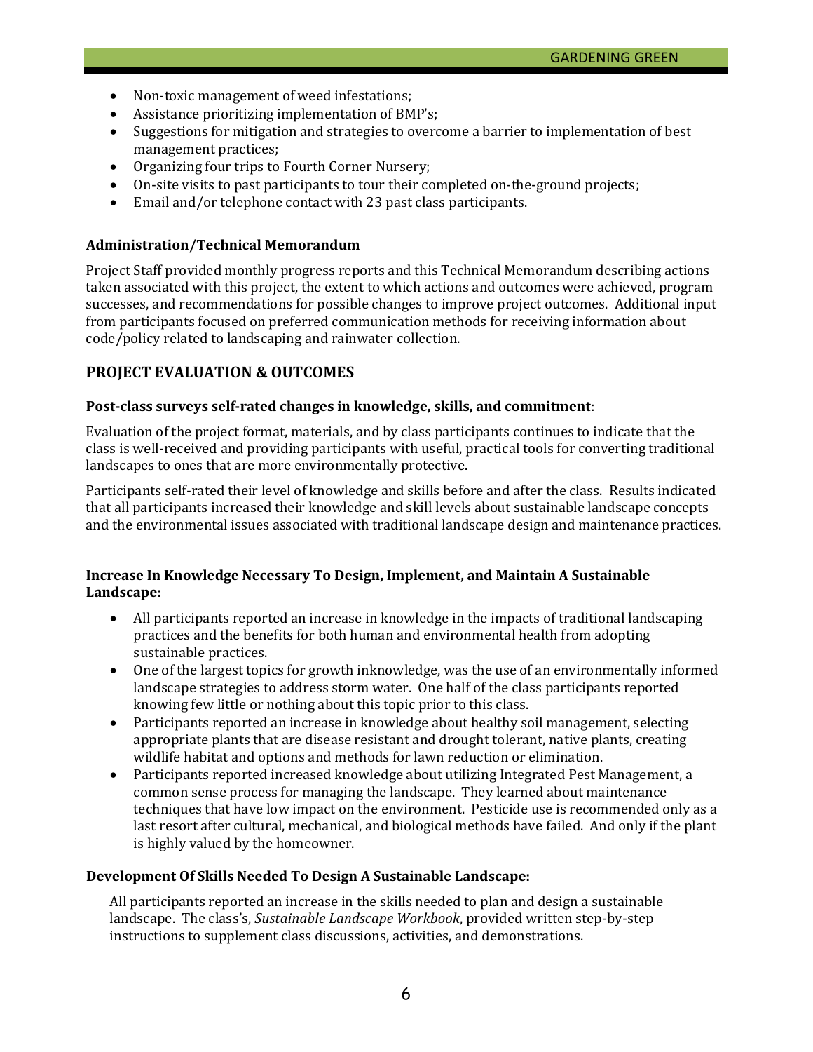- Non-toxic management of weed infestations;
- Assistance prioritizing implementation of BMP's;
- Suggestions for mitigation and strategies to overcome a barrier to implementation of best management practices;
- Organizing four trips to Fourth Corner Nursery;
- On-site visits to past participants to tour their completed on-the-ground projects;
- Email and/or telephone contact with 23 past class participants.

**Administration/Technical Memorandum**

Project Staff provided monthly progress reports and this Technical Memorandum describing actions taken associated with this project, the extent to which actions and outcomes were achieved, program successes, and recommendations for possible changes to improve project outcomes. Additional input from participants focused on preferred communication methods for receiving information about code/policy related to landscaping and rainwater collection.

## PROJECT EVALUATION & OUTCOMES

**Post-class surveys self-rated changes in knowledge, skills, and commitment**:

Evaluation of the project format, materials, and by class participants continues to indicate that the class is well-received and providing participants with useful, practical tools for converting traditional landscapes to ones that are more environmentally protective.

Participants self-rated their level of knowledge and skills before and after the class. Results indicated that all participants increased their knowledge and skill levels about sustainable landscape concepts and the environmental issues associated with traditional landscape design and maintenance practices.

**Increase In Knowledge Necessary To Design, Implement, and Maintain A Sustainable Landscape:**

- All participants reported an increase in knowledge in the impacts of traditional landscaping practices and the benefits for both human and environmental health from adopting sustainable practices.
- One of the largest topics for growth inknowledge, was the use of an environmentally informed landscape strategies to address storm water. One half of the class participants reported knowing few little or nothing about this topic prior to this class.
- Participants reported an increase in knowledge about healthy soil management, selecting appropriate plants that are disease resistant and drought tolerant, native plants, creating wildlife habitat and options and methods for lawn reduction or elimination.
- Participants reported increased knowledge about utilizing Integrated Pest Management, a common sense process for managing the landscape. They learned about maintenance techniques that have low impact on the environment. Pesticide use is recommended only as a last resort after cultural, mechanical, and biological methods have failed. And only if the plant is highly valued by the homeowner.

**Development Of Skills Needed To Design A Sustainable Landscape:**

All participants reported an increase in the skills needed to plan and design a sustainable landscape. The class's, *Sustainable Landscape Workbook*, provided written step-by-step instructions to supplement class discussions, activities, and demonstrations.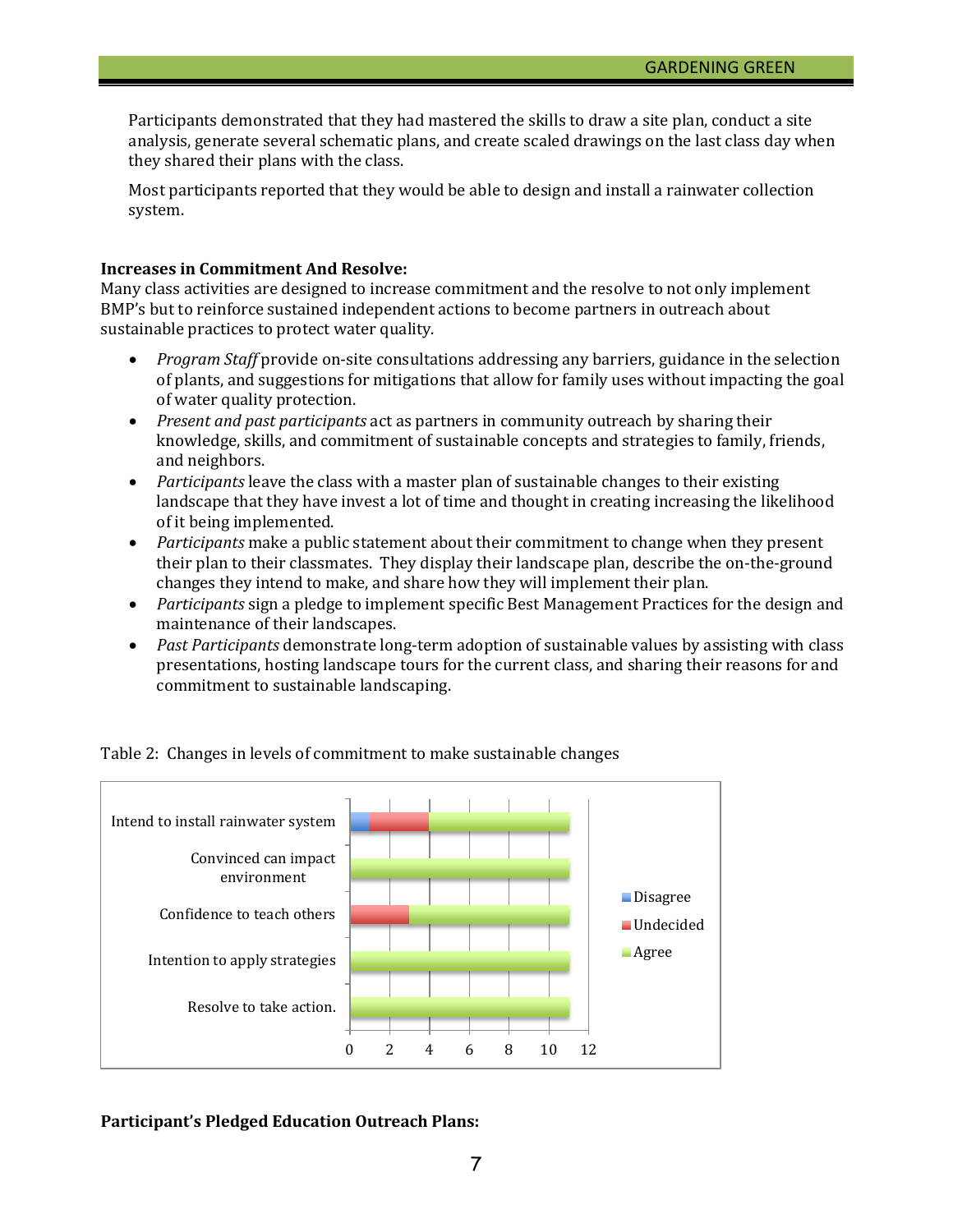Participants demonstrated that they had mastered the skills to draw a site plan, conduct a site analysis, generate several schematic plans, and create scaled drawings on the last class day when they shared their plans with the class.

Most participants reported that they would be able to design and install a rainwater collection system.

**Increases in Commitment And Resolve:**

Many class activities are designed to increase commitment and the resolve to not only implement BMP's but to reinforce sustained independent actions to become partners in outreach about sustainable practices to protect water quality.

- *Program Staff* provide on-site consultations addressing any barriers, guidance in the selection of plants, and suggestions for mitigations that allow for family uses without impacting the goal of water quality protection.
- *Present and past participants* act as partners in community outreach by sharing their knowledge, skills, and commitment of sustainable concepts and strategies to family, friends, and neighbors.
- *Participants* leave the class with a master plan of sustainable changes to their existing landscape that they have invest a lot of time and thought in creating increasing the likelihood of it being implemented.
- *Participants* make a public statement about their commitment to change when they present their plan to their classmates. They display their landscape plan, describe the on-the-ground changes they intend to make, and share how they will implement their plan.
- *Participants* sign a pledge to implement specific Best Management Practices for the design and maintenance of their landscapes.
- *Past Participants* demonstrate long-term adoption of sustainable values by assisting with class presentations, hosting landscape tours for the current class, and sharing their reasons for and commitment to sustainable landscaping.

Table 2: Changes in levels of commitment to make sustainable changes

| | Disagree | Undecided | Agree |
|---|---|---|---|
| Intend to install rainwater system | 1 | 3 | 7 |
| Convinced can impact environment | 0 | 0 | 11 |
| Confidence to teach others | 0 | 3 | 8 |
| Intention to apply strategies | 0 | 0 | 11 |
| Resolve to take action. | 0 | 0 | 11 |

**Participant's Pledged Education Outreach Plans:**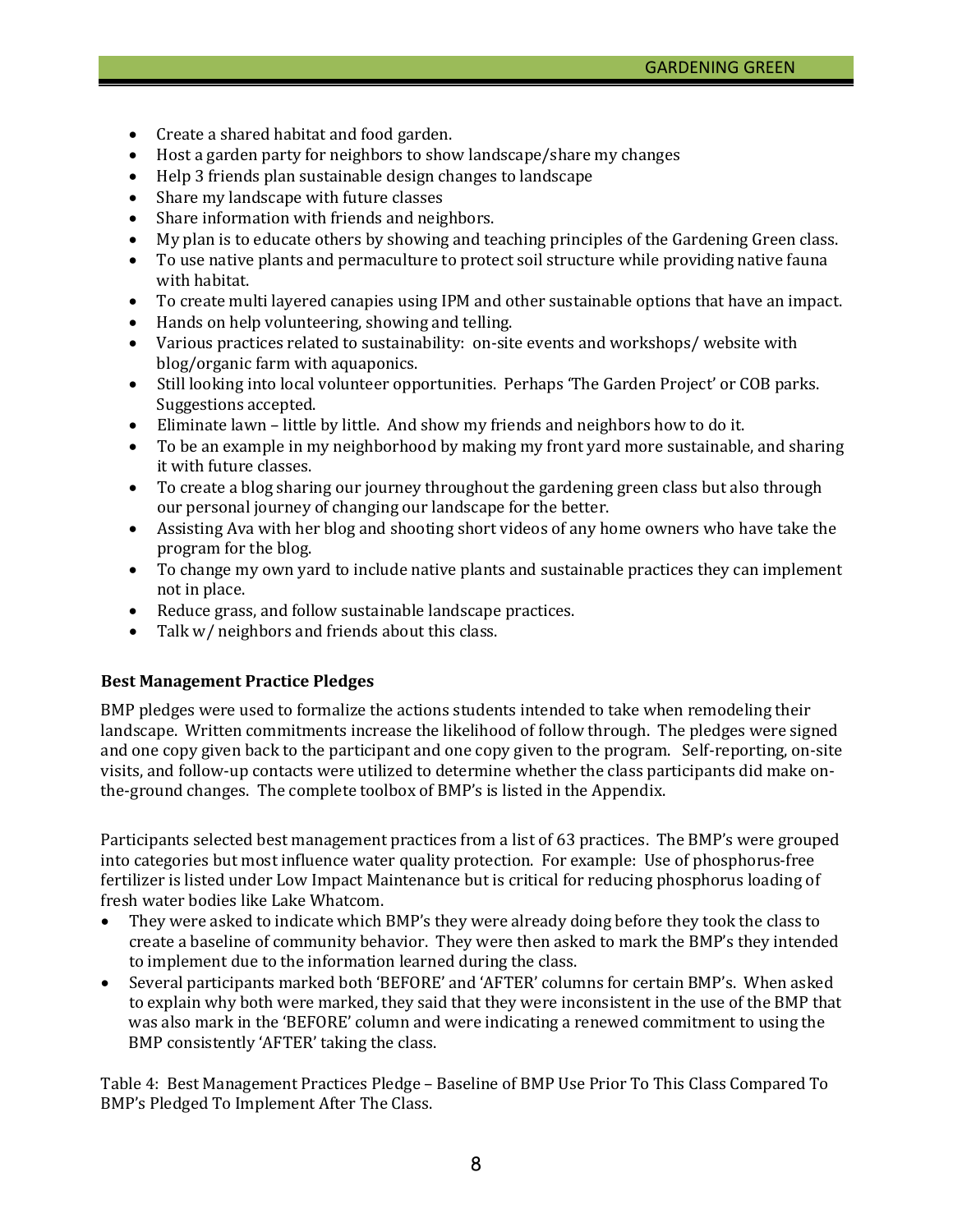- Create a shared habitat and food garden.
- Host a garden party for neighbors to show landscape/share my changes
- Help 3 friends plan sustainable design changes to landscape
- Share my landscape with future classes
- Share information with friends and neighbors.
- My plan is to educate others by showing and teaching principles of the Gardening Green class.
- To use native plants and permaculture to protect soil structure while providing native fauna with habitat.
- To create multi layered canapies using IPM and other sustainable options that have an impact.
- Hands on help volunteering, showing and telling.
- Various practices related to sustainability: on-site events and workshops/ website with blog/organic farm with aquaponics.
- Still looking into local volunteer opportunities. Perhaps 'The Garden Project' or COB parks. Suggestions accepted.
- Eliminate lawn – little by little. And show my friends and neighbors how to do it.
- To be an example in my neighborhood by making my front yard more sustainable, and sharing it with future classes.
- To create a blog sharing our journey throughout the gardening green class but also through our personal journey of changing our landscape for the better.
- Assisting Ava with her blog and shooting short videos of any home owners who have take the program for the blog.
- To change my own yard to include native plants and sustainable practices they can implement not in place.
- Reduce grass, and follow sustainable landscape practices.
- Talk w/ neighbors and friends about this class.

**Best Management Practice Pledges**

BMP pledges were used to formalize the actions students intended to take when remodeling their landscape. Written commitments increase the likelihood of follow through. The pledges were signed and one copy given back to the participant and one copy given to the program. Self-reporting, on-site visits, and follow-up contacts were utilized to determine whether the class participants did make on-the-ground changes. The complete toolbox of BMP's is listed in the Appendix.

Participants selected best management practices from a list of 63 practices. The BMP's were grouped into categories but most influence water quality protection. For example: Use of phosphorus-free fertilizer is listed under Low Impact Maintenance but is critical for reducing phosphorus loading of fresh water bodies like Lake Whatcom.

- They were asked to indicate which BMP's they were already doing before they took the class to create a baseline of community behavior. They were then asked to mark the BMP's they intended to implement due to the information learned during the class.
- Several participants marked both 'BEFORE' and 'AFTER' columns for certain BMP's. When asked to explain why both were marked, they said that they were inconsistent in the use of the BMP that was also mark in the 'BEFORE' column and were indicating a renewed commitment to using the BMP consistently 'AFTER' taking the class.

Table 4: Best Management Practices Pledge – Baseline of BMP Use Prior To This Class Compared To BMP's Pledged To Implement After The Class.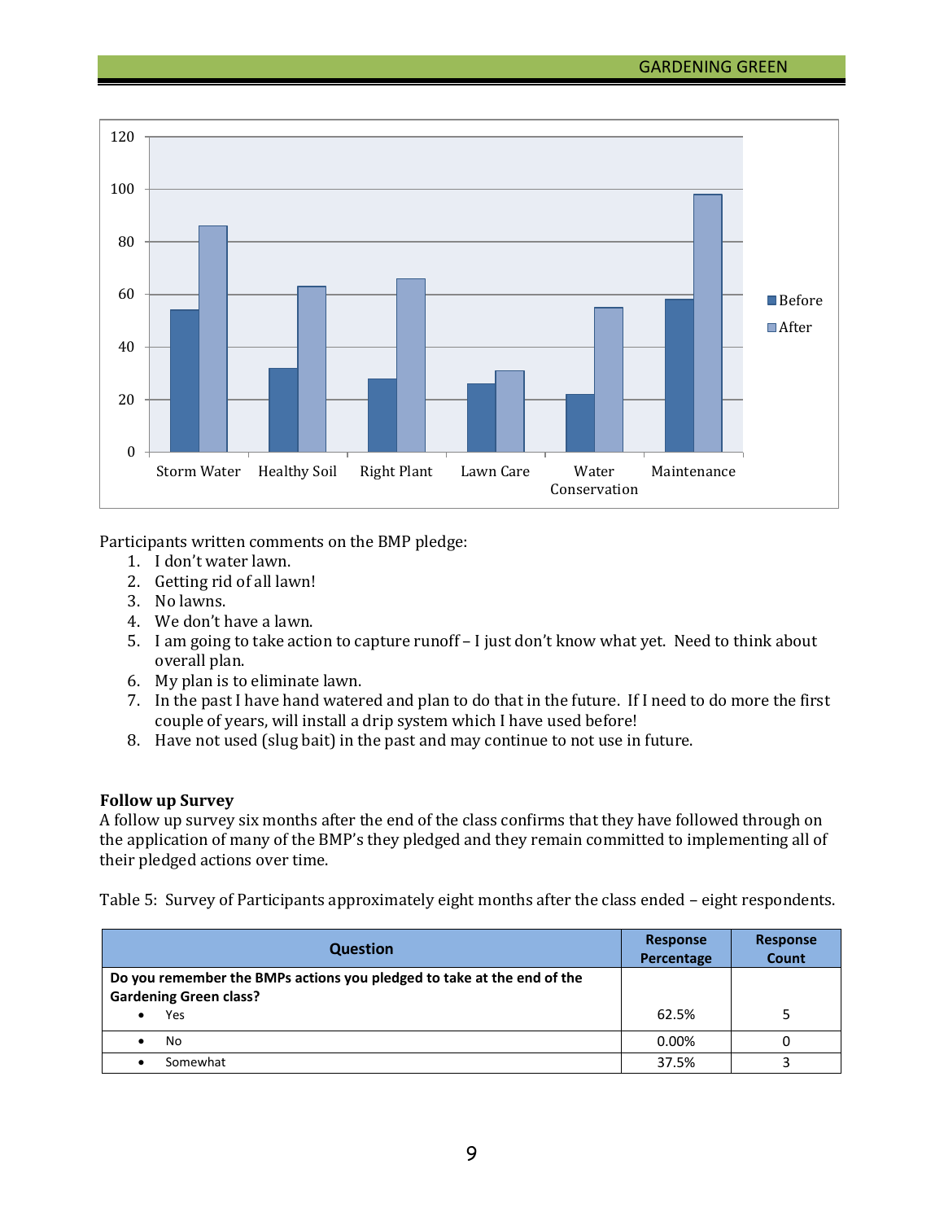Participants written comments on the BMP pledge:

1. I don't water lawn.
2. Getting rid of all lawn!
3. No lawns.
4. We don't have a lawn.
5. I am going to take action to capture runoff – I just don't know what yet. Need to think about overall plan.
6. My plan is to eliminate lawn.
7. In the past I have hand watered and plan to do that in the future. If I need to do more the first couple of years, will install a drip system which I have used before!
8. Have not used (slug bait) in the past and may continue to not use in future.

**Follow up Survey**

A follow up survey six months after the end of the class confirms that they have followed through on the application of many of the BMP's they pledged and they remain committed to implementing all of their pledged actions over time.

Table 5: Survey of Participants approximately eight months after the class ended – eight respondents.

| Question | Response Percentage | Response Count |
|---|---|---|
| **Do you remember the BMPs actions you pledged to take at the end of the Gardening Green class?** | | |
| • Yes | 62.5% | 5 |
| • No | 0.00% | 0 |
| • Somewhat | 37.5% | 3 |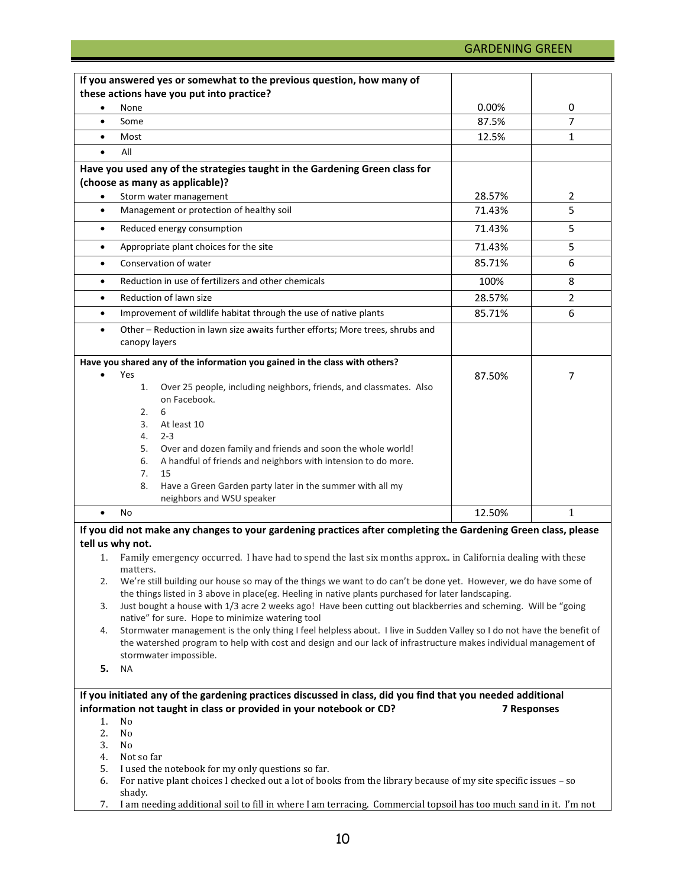| If you answered yes or somewhat to the previous question, how many of these actions have you put into practice? | | |
|---|---|---|
| • None | 0.00% | 0 |
| • Some | 87.5% | 7 |
| • Most | 12.5% | 1 |
| • All | | |
| **Have you used any of the strategies taught in the Gardening Green class for (choose as many as applicable)?** | | |
| • Storm water management | 28.57% | 2 |
| • Management or protection of healthy soil | 71.43% | 5 |
| • Reduced energy consumption | 71.43% | 5 |
| • Appropriate plant choices for the site | 71.43% | 5 |
| • Conservation of water | 85.71% | 6 |
| • Reduction in use of fertilizers and other chemicals | 100% | 8 |
| • Reduction of lawn size | 28.57% | 2 |
| • Improvement of wildlife habitat through the use of native plants | 85.71% | 6 |
| • Other – Reduction in lawn size awaits further efforts; More trees, shrubs and canopy layers | | |
| **Have you shared any of the information you gained in the class with others?** | | |
| • Yes<br>1. Over 25 people, including neighbors, friends, and classmates. Also on Facebook.<br>2. 6<br>3. At least 10<br>4. 2-3<br>5. Over and dozen family and friends and soon the whole world!<br>6. A handful of friends and neighbors with intension to do more.<br>7. 15<br>8. Have a Green Garden party later in the summer with all my neighbors and WSU speaker | 87.50% | 7 |
| • No | 12.50% | 1 |

**If you did not make any changes to your gardening practices after completing the Gardening Green class, please tell us why not.**

1. Family emergency occurred. I have had to spend the last six months approx.. in California dealing with these matters.
2. We're still building our house so may of the things we want to do can't be done yet. However, we do have some of the things listed in 3 above in place(eg. Heeling in native plants purchased for later landscaping.
3. Just bought a house with 1/3 acre 2 weeks ago! Have been cutting out blackberries and scheming. Will be "going native" for sure. Hope to minimize watering tool
4. Stormwater management is the only thing I feel helpless about. I live in Sudden Valley so I do not have the benefit of the watershed program to help with cost and design and our lack of infrastructure makes individual management of stormwater impossible.
5. NA

**If you initiated any of the gardening practices discussed in class, did you find that you needed additional information not taught in class or provided in your notebook or CD?** **7 Responses**

1. No
2. No
3. No
4. Not so far
5. I used the notebook for my only questions so far.
6. For native plant choices I checked out a lot of books from the library because of my site specific issues – so shady.
7. I am needing additional soil to fill in where I am terracing. Commercial topsoil has too much sand in it. I'm not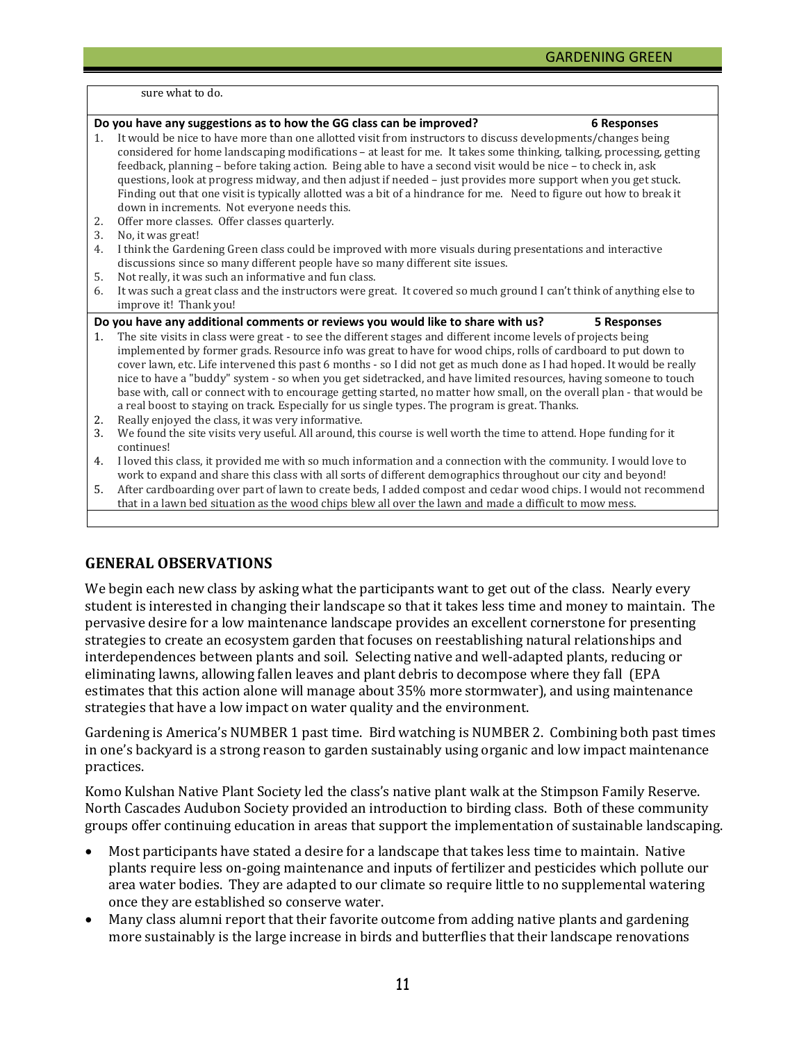sure what to do.

**Do you have any suggestions as to how the GG class can be improved?** **6 Responses**

1. It would be nice to have more than one allotted visit from instructors to discuss developments/changes being considered for home landscaping modifications – at least for me. It takes some thinking, talking, processing, getting feedback, planning – before taking action. Being able to have a second visit would be nice – to check in, ask questions, look at progress midway, and then adjust if needed – just provides more support when you get stuck. Finding out that one visit is typically allotted was a bit of a hindrance for me. Need to figure out how to break it down in increments. Not everyone needs this.
2. Offer more classes. Offer classes quarterly.
3. No, it was great!
4. I think the Gardening Green class could be improved with more visuals during presentations and interactive discussions since so many different people have so many different site issues.
5. Not really, it was such an informative and fun class.
6. It was such a great class and the instructors were great. It covered so much ground I can't think of anything else to improve it! Thank you!

**Do you have any additional comments or reviews you would like to share with us?** **5 Responses**

1. The site visits in class were great - to see the different stages and different income levels of projects being implemented by former grads. Resource info was great to have for wood chips, rolls of cardboard to put down to cover lawn, etc. Life intervened this past 6 months - so I did not get as much done as I had hoped. It would be really nice to have a "buddy" system - so when you get sidetracked, and have limited resources, having someone to touch base with, call or connect with to encourage getting started, no matter how small, on the overall plan - that would be a real boost to staying on track. Especially for us single types. The program is great. Thanks.
2. Really enjoyed the class, it was very informative.
3. We found the site visits very useful. All around, this course is well worth the time to attend. Hope funding for it continues!
4. I loved this class, it provided me with so much information and a connection with the community. I would love to work to expand and share this class with all sorts of different demographics throughout our city and beyond!
5. After cardboarding over part of lawn to create beds, I added compost and cedar wood chips. I would not recommend that in a lawn bed situation as the wood chips blew all over the lawn and made a difficult to mow mess.

## GENERAL OBSERVATIONS

We begin each new class by asking what the participants want to get out of the class. Nearly every student is interested in changing their landscape so that it takes less time and money to maintain. The pervasive desire for a low maintenance landscape provides an excellent cornerstone for presenting strategies to create an ecosystem garden that focuses on reestablishing natural relationships and interdependences between plants and soil. Selecting native and well-adapted plants, reducing or eliminating lawns, allowing fallen leaves and plant debris to decompose where they fall (EPA estimates that this action alone will manage about 35% more stormwater), and using maintenance strategies that have a low impact on water quality and the environment.

Gardening is America's NUMBER 1 past time. Bird watching is NUMBER 2. Combining both past times in one's backyard is a strong reason to garden sustainably using organic and low impact maintenance practices.

Komo Kulshan Native Plant Society led the class's native plant walk at the Stimpson Family Reserve. North Cascades Audubon Society provided an introduction to birding class. Both of these community groups offer continuing education in areas that support the implementation of sustainable landscaping.

- Most participants have stated a desire for a landscape that takes less time to maintain. Native plants require less on-going maintenance and inputs of fertilizer and pesticides which pollute our area water bodies. They are adapted to our climate so require little to no supplemental watering once they are established so conserve water.
- Many class alumni report that their favorite outcome from adding native plants and gardening more sustainably is the large increase in birds and butterflies that their landscape renovations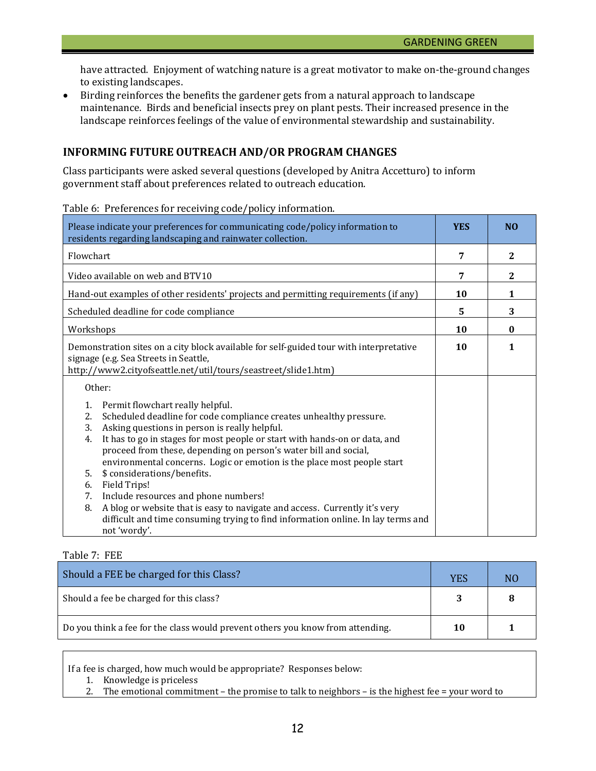have attracted. Enjoyment of watching nature is a great motivator to make on-the-ground changes to existing landscapes.

- Birding reinforces the benefits the gardener gets from a natural approach to landscape maintenance. Birds and beneficial insects prey on plant pests. Their increased presence in the landscape reinforces feelings of the value of environmental stewardship and sustainability.

## INFORMING FUTURE OUTREACH AND/OR PROGRAM CHANGES

Class participants were asked several questions (developed by Anitra Accetturo) to inform government staff about preferences related to outreach education.

Table 6: Preferences for receiving code/policy information.

| Please indicate your preferences for communicating code/policy information to residents regarding landscaping and rainwater collection. | YES | NO |
|---|---|---|
| Flowchart | 7 | 2 |
| Video available on web and BTV10 | 7 | 2 |
| Hand-out examples of other residents' projects and permitting requirements (if any) | 10 | 1 |
| Scheduled deadline for code compliance | 5 | 3 |
| Workshops | 10 | 0 |
| Demonstration sites on a city block available for self-guided tour with interpretative signage (e.g. Sea Streets in Seattle, http://www2.cityofseattle.net/util/tours/seastreet/slide1.htm) | 10 | 1 |
| Other:<br>1. Permit flowchart really helpful.<br>2. Scheduled deadline for code compliance creates unhealthy pressure.<br>3. Asking questions in person is really helpful.<br>4. It has to go in stages for most people or start with hands-on or data, and proceed from these, depending on person's water bill and social, environmental concerns. Logic or emotion is the place most people start<br>5. $ considerations/benefits.<br>6. Field Trips!<br>7. Include resources and phone numbers!<br>8. A blog or website that is easy to navigate and access. Currently it's very difficult and time consuming trying to find information online. In lay terms and not 'wordy'. | | |

Table 7: FEE

| Should a FEE be charged for this Class? | YES | NO |
|---|---|---|
| Should a fee be charged for this class? | 3 | 8 |
| Do you think a fee for the class would prevent others you know from attending. | 10 | 1 |

If a fee is charged, how much would be appropriate? Responses below:

1. Knowledge is priceless
2. The emotional commitment – the promise to talk to neighbors – is the highest fee = your word to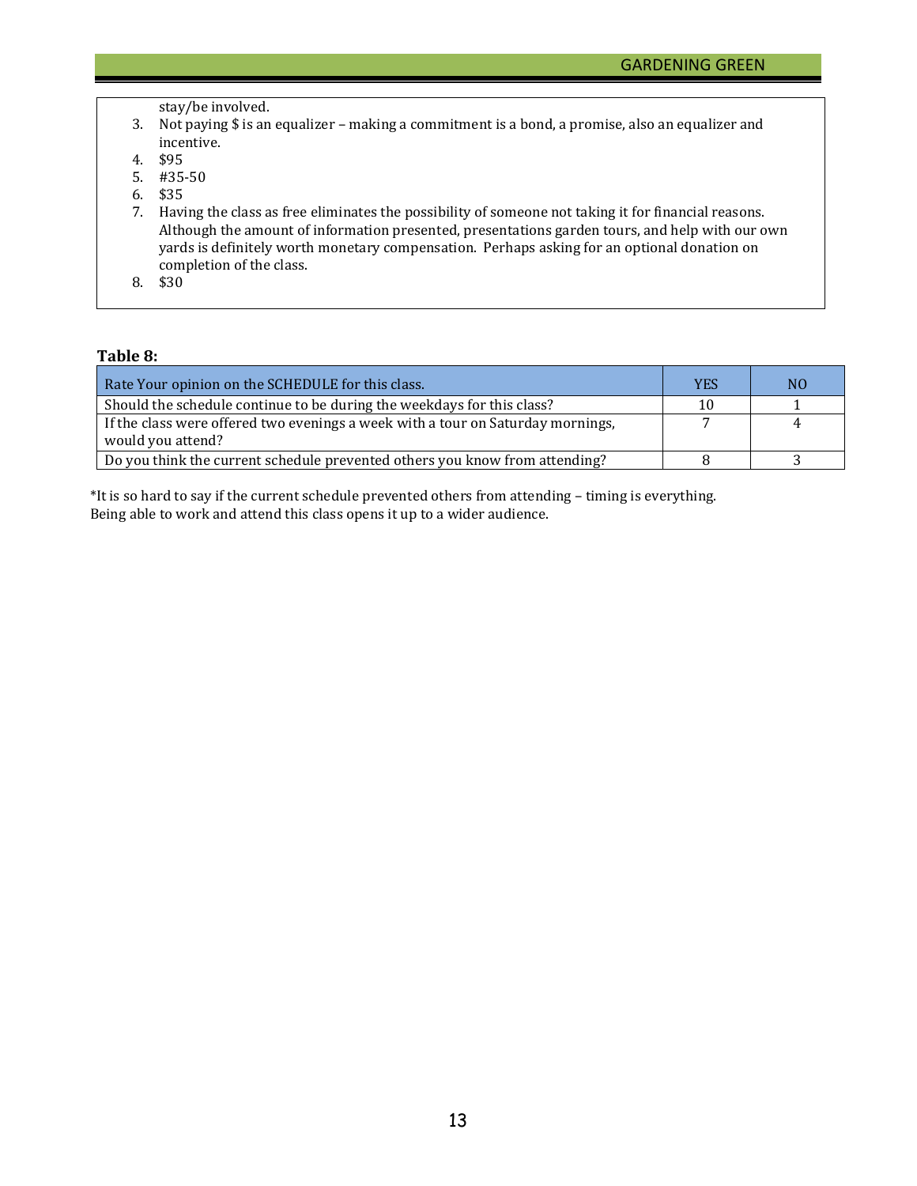stay/be involved.

3. Not paying $ is an equalizer – making a commitment is a bond, a promise, also an equalizer and incentive.
4. $95
5. #35-50
6. $35
7. Having the class as free eliminates the possibility of someone not taking it for financial reasons. Although the amount of information presented, presentations garden tours, and help with our own yards is definitely worth monetary compensation. Perhaps asking for an optional donation on completion of the class.
8. $30

**Table 8:**

| Rate Your opinion on the SCHEDULE for this class. | YES | NO |
|---|---|---|
| Should the schedule continue to be during the weekdays for this class? | 10 | 1 |
| If the class were offered two evenings a week with a tour on Saturday mornings, would you attend? | 7 | 4 |
| Do you think the current schedule prevented others you know from attending? | 8 | 3 |

*It is so hard to say if the current schedule prevented others from attending – timing is everything. Being able to work and attend this class opens it up to a wider audience.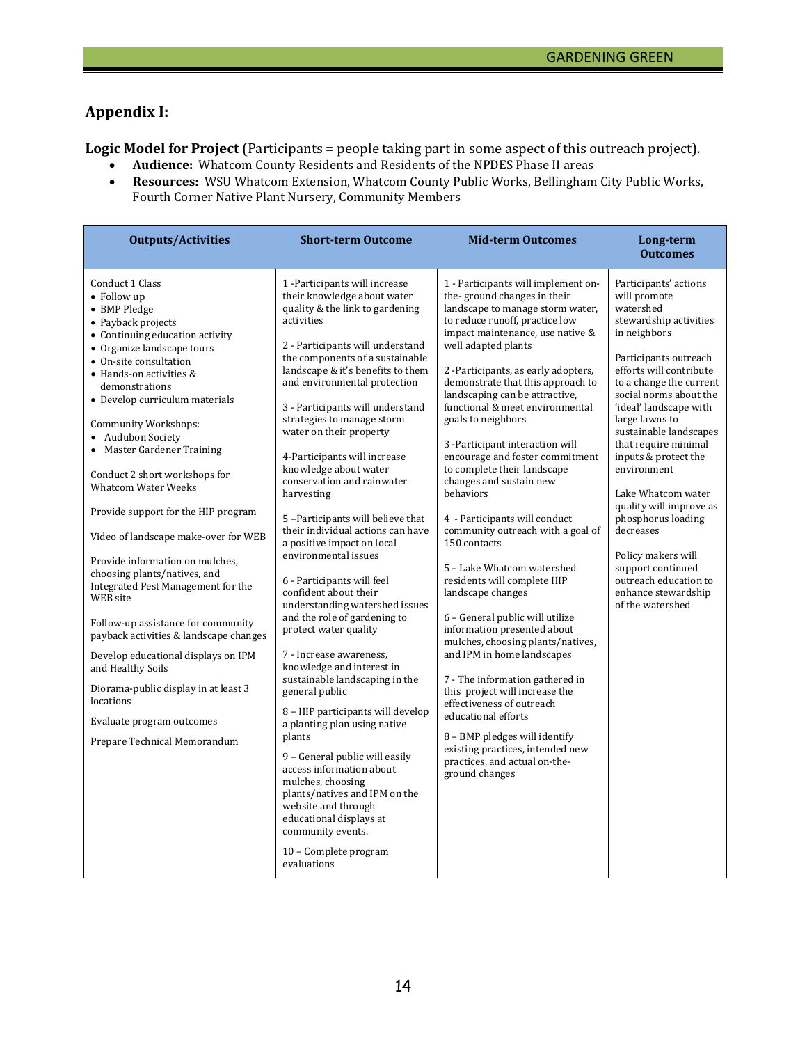## Appendix I:

**Logic Model for Project** (Participants = people taking part in some aspect of this outreach project).

- **Audience:** Whatcom County Residents and Residents of the NPDES Phase II areas
- **Resources:** WSU Whatcom Extension, Whatcom County Public Works, Bellingham City Public Works, Fourth Corner Native Plant Nursery, Community Members

| Outputs/Activities | Short-term Outcome | Mid-term Outcomes | Long-term Outcomes |
|---|---|---|---|
| Conduct 1 Class<br>• Follow up<br>• BMP Pledge<br>• Payback projects<br>• Continuing education activity<br>• Organize landscape tours<br>• On-site consultation<br>• Hands-on activities & demonstrations<br>• Develop curriculum materials<br><br>Community Workshops:<br>• Audubon Society<br>• Master Gardener Training<br><br>Conduct 2 short workshops for Whatcom Water Weeks<br><br>Provide support for the HIP program<br><br>Video of landscape make-over for WEB<br><br>Provide information on mulches, choosing plants/natives, and Integrated Pest Management for the WEB site<br><br>Follow-up assistance for community payback activities & landscape changes<br><br>Develop educational displays on IPM and Healthy Soils<br><br>Diorama-public display in at least 3 locations<br><br>Evaluate program outcomes<br><br>Prepare Technical Memorandum | 1 -Participants will increase their knowledge about water quality & the link to gardening activities<br><br>2 - Participants will understand the components of a sustainable landscape & it's benefits to them and environmental protection<br><br>3 - Participants will understand strategies to manage storm water on their property<br><br>4-Participants will increase knowledge about water conservation and rainwater harvesting<br><br>5 –Participants will believe that their individual actions can have a positive impact on local environmental issues<br><br>6 - Participants will feel confident about their understanding watershed issues and the role of gardening to protect water quality<br><br>7 - Increase awareness, knowledge and interest in sustainable landscaping in the general public<br><br>8 – HIP participants will develop a planting plan using native plants<br><br>9 – General public will easily access information about mulches, choosing plants/natives and IPM on the website and through educational displays at community events.<br><br>10 – Complete program evaluations | 1 - Participants will implement on-the- ground changes in their landscape to manage storm water, to reduce runoff, practice low impact maintenance, use native & well adapted plants<br><br>2 -Participants, as early adopters, demonstrate that this approach to landscaping can be attractive, functional & meet environmental goals to neighbors<br><br>3 -Participant interaction will encourage and foster commitment to complete their landscape changes and sustain new behaviors<br><br>4 - Participants will conduct community outreach with a goal of 150 contacts<br><br>5 – Lake Whatcom watershed residents will complete HIP landscape changes<br><br>6 – General public will utilize information presented about mulches, choosing plants/natives, and IPM in home landscapes<br><br>7 - The information gathered in this project will increase the effectiveness of outreach educational efforts<br><br>8 – BMP pledges will identify existing practices, intended new practices, and actual on-the-ground changes | Participants' actions will promote watershed stewardship activities in neighbors<br><br>Participants outreach efforts will contribute to a change the current social norms about the 'ideal' landscape with large lawns to sustainable landscapes that require minimal inputs & protect the environment<br><br>Lake Whatcom water quality will improve as phosphorus loading decreases<br><br>Policy makers will support continued outreach education to enhance stewardship of the watershed |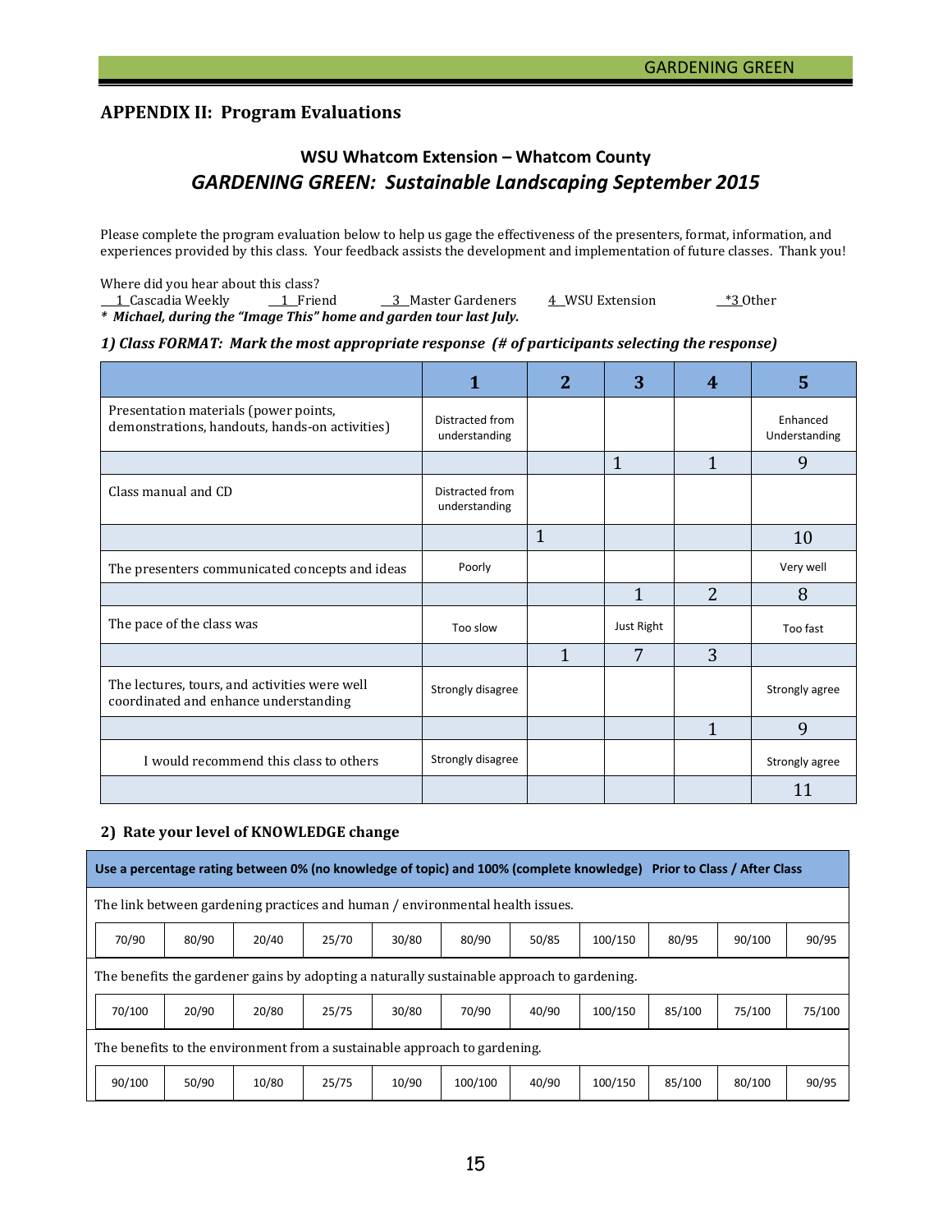## APPENDIX II: Program Evaluations

### WSU Whatcom Extension – Whatcom County

### *GARDENING GREEN: Sustainable Landscaping September 2015*

Please complete the program evaluation below to help us gage the effectiveness of the presenters, format, information, and experiences provided by this class. Your feedback assists the development and implementation of future classes. Thank you!

Where did you hear about this class?
__1_Cascadia Weekly   __1_Friend   __3_Master Gardeners   4_WSU Extension   _*3_Other
***\* Michael, during the "Image This" home and garden tour last July.***

***1) Class FORMAT: Mark the most appropriate response (# of participants selecting the response)***

| | 1 | 2 | 3 | 4 | 5 |
|---|---|---|---|---|---|
| Presentation materials (power points, demonstrations, handouts, hands-on activities) | Distracted from understanding | | | | Enhanced Understanding |
| | | | 1 | 1 | 9 |
| Class manual and CD | Distracted from understanding | | | | |
| | | 1 | | | 10 |
| The presenters communicated concepts and ideas | Poorly | | | | Very well |
| | | | 1 | 2 | 8 |
| The pace of the class was | Too slow | | Just Right | | Too fast |
| | | 1 | 7 | 3 | |
| The lectures, tours, and activities were well coordinated and enhance understanding | Strongly disagree | | | | Strongly agree |
| | | | | 1 | 9 |
| I would recommend this class to others | Strongly disagree | | | | Strongly agree |
| | | | | | 11 |

**2) Rate your level of KNOWLEDGE change**

| **Use a percentage rating between 0% (no knowledge of topic) and 100% (complete knowledge) Prior to Class / After Class** | | | | | | | | | | |
|---|---|---|---|---|---|---|---|---|---|---|
| The link between gardening practices and human / environmental health issues. | | | | | | | | | | |
| 70/90 | 80/90 | 20/40 | 25/70 | 30/80 | 80/90 | 50/85 | 100/150 | 80/95 | 90/100 | 90/95 |
| The benefits the gardener gains by adopting a naturally sustainable approach to gardening. | | | | | | | | | | |
| 70/100 | 20/90 | 20/80 | 25/75 | 30/80 | 70/90 | 40/90 | 100/150 | 85/100 | 75/100 | 75/100 |
| The benefits to the environment from a sustainable approach to gardening. | | | | | | | | | | |
| 90/100 | 50/90 | 10/80 | 25/75 | 10/90 | 100/100 | 40/90 | 100/150 | 85/100 | 80/100 | 90/95 |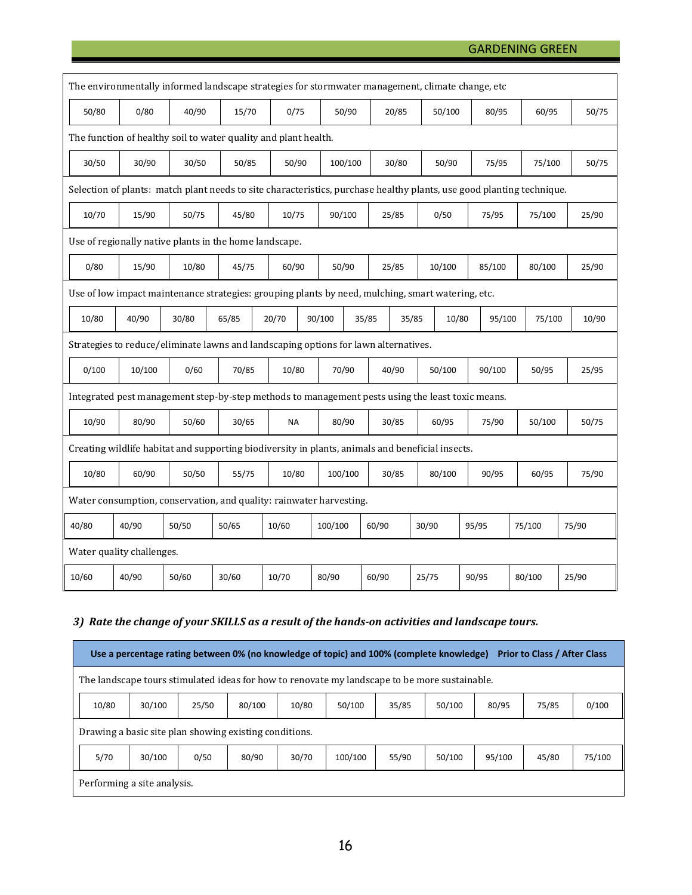| | | | | | | | | | | | |
|---|---|---|---|---|---|---|---|---|---|---|---|
| The environmentally informed landscape strategies for stormwater management, climate change, etc | | | | | | | | | | | |
| 50/80 | 0/80 | 40/90 | 15/70 | 0/75 | 50/90 | 20/85 | 50/100 | 80/95 | 60/95 | 50/75 | |
| The function of healthy soil to water quality and plant health. | | | | | | | | | | | |
| 30/50 | 30/90 | 30/50 | 50/85 | 50/90 | 100/100 | 30/80 | 50/90 | 75/95 | 75/100 | 50/75 | |
| Selection of plants: match plant needs to site characteristics, purchase healthy plants, use good planting technique. | | | | | | | | | | | |
| 10/70 | 15/90 | 50/75 | 45/80 | 10/75 | 90/100 | 25/85 | 0/50 | 75/95 | 75/100 | 25/90 | |
| Use of regionally native plants in the home landscape. | | | | | | | | | | | |
| 0/80 | 15/90 | 10/80 | 45/75 | 60/90 | 50/90 | 25/85 | 10/100 | 85/100 | 80/100 | 25/90 | |
| Use of low impact maintenance strategies: grouping plants by need, mulching, smart watering, etc. | | | | | | | | | | | |
| 10/80 | 40/90 | 30/80 | 65/85 | 20/70 | 90/100 | 35/85 | 35/85 | 10/80 | 95/100 | 75/100 | 10/90 |
| Strategies to reduce/eliminate lawns and landscaping options for lawn alternatives. | | | | | | | | | | | |
| 0/100 | 10/100 | 0/60 | 70/85 | 10/80 | 70/90 | 40/90 | 50/100 | 90/100 | 50/95 | 25/95 | |
| Integrated pest management step-by-step methods to management pests using the least toxic means. | | | | | | | | | | | |
| 10/90 | 80/90 | 50/60 | 30/65 | NA | 80/90 | 30/85 | 60/95 | 75/90 | 50/100 | 50/75 | |
| Creating wildlife habitat and supporting biodiversity in plants, animals and beneficial insects. | | | | | | | | | | | |
| 10/80 | 60/90 | 50/50 | 55/75 | 10/80 | 100/100 | 30/85 | 80/100 | 90/95 | 60/95 | 75/90 | |
| Water consumption, conservation, and quality: rainwater harvesting. | | | | | | | | | | | |
| 40/80 | 40/90 | 50/50 | 50/65 | 10/60 | 100/100 | 60/90 | 30/90 | 95/95 | 75/100 | 75/90 | |
| Water quality challenges. | | | | | | | | | | | |
| 10/60 | 40/90 | 50/60 | 30/60 | 10/70 | 80/90 | 60/90 | 25/75 | 90/95 | 80/100 | 25/90 | |

### *3) Rate the change of your SKILLS as a result of the hands-on activities and landscape tours.*

| **Use a percentage rating between 0% (no knowledge of topic) and 100% (complete knowledge) Prior to Class / After Class** | | | | | | | | | | |
|---|---|---|---|---|---|---|---|---|---|---|
| The landscape tours stimulated ideas for how to renovate my landscape to be more sustainable. | | | | | | | | | | |
| 10/80 | 30/100 | 25/50 | 80/100 | 10/80 | 50/100 | 35/85 | 50/100 | 80/95 | 75/85 | 0/100 |
| Drawing a basic site plan showing existing conditions. | | | | | | | | | | |
| 5/70 | 30/100 | 0/50 | 80/90 | 30/70 | 100/100 | 55/90 | 50/100 | 95/100 | 45/80 | 75/100 |
| Performing a site analysis. | | | | | | | | | | |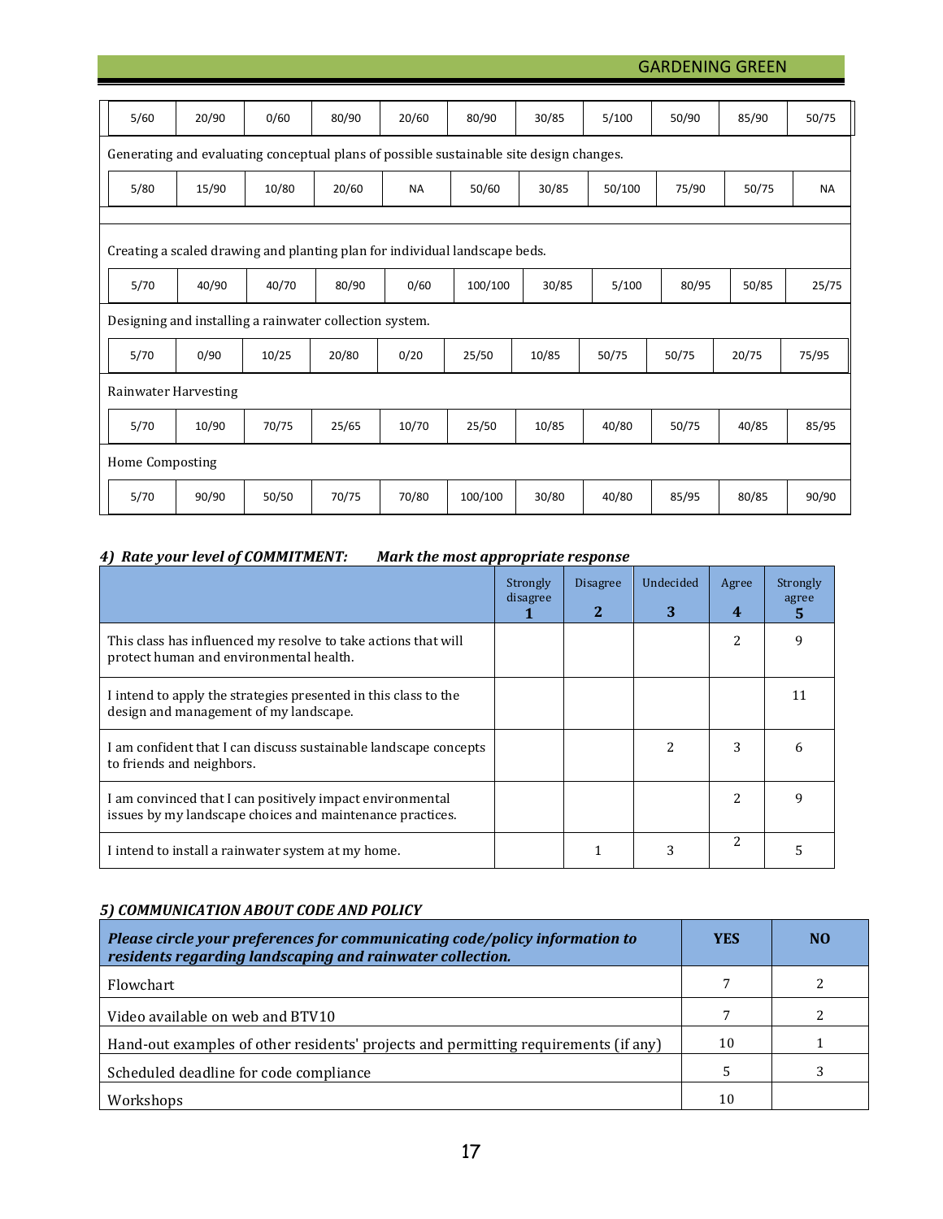| | | | | | | | | | | |
|---|---|---|---|---|---|---|---|---|---|---|
| 5/60 | 20/90 | 0/60 | 80/90 | 20/60 | 80/90 | 30/85 | 5/100 | 50/90 | 85/90 | 50/75 |
| Generating and evaluating conceptual plans of possible sustainable site design changes. | | | | | | | | | | |
| 5/80 | 15/90 | 10/80 | 20/60 | NA | 50/60 | 30/85 | 50/100 | 75/90 | 50/75 | NA |
| | | | | | | | | | | |
| Creating a scaled drawing and planting plan for individual landscape beds. | | | | | | | | | | |
| 5/70 | 40/90 | 40/70 | 80/90 | 0/60 | 100/100 | 30/85 | 5/100 | 80/95 | 50/85 | 25/75 |
| Designing and installing a rainwater collection system. | | | | | | | | | | |
| 5/70 | 0/90 | 10/25 | 20/80 | 0/20 | 25/50 | 10/85 | 50/75 | 50/75 | 20/75 | 75/95 |
| Rainwater Harvesting | | | | | | | | | | |
| 5/70 | 10/90 | 70/75 | 25/65 | 10/70 | 25/50 | 10/85 | 40/80 | 50/75 | 40/85 | 85/95 |
| Home Composting | | | | | | | | | | |
| 5/70 | 90/90 | 50/50 | 70/75 | 70/80 | 100/100 | 30/80 | 40/80 | 85/95 | 80/85 | 90/90 |

### *4) Rate your level of COMMITMENT: Mark the most appropriate response*

| | Strongly disagree 1 | Disagree 2 | Undecided 3 | Agree 4 | Strongly agree 5 |
|---|---|---|---|---|---|
| This class has influenced my resolve to take actions that will protect human and environmental health. | | | | 2 | 9 |
| I intend to apply the strategies presented in this class to the design and management of my landscape. | | | | | 11 |
| I am confident that I can discuss sustainable landscape concepts to friends and neighbors. | | | 2 | 3 | 6 |
| I am convinced that I can positively impact environmental issues by my landscape choices and maintenance practices. | | | | 2 | 9 |
| I intend to install a rainwater system at my home. | | 1 | 3 | 2 | 5 |

### *5) COMMUNICATION ABOUT CODE AND POLICY*

| *Please circle your preferences for communicating code/policy information to residents regarding landscaping and rainwater collection.* | YES | NO |
|---|---|---|
| Flowchart | 7 | 2 |
| Video available on web and BTV10 | 7 | 2 |
| Hand-out examples of other residents' projects and permitting requirements (if any) | 10 | 1 |
| Scheduled deadline for code compliance | 5 | 3 |
| Workshops | 10 | |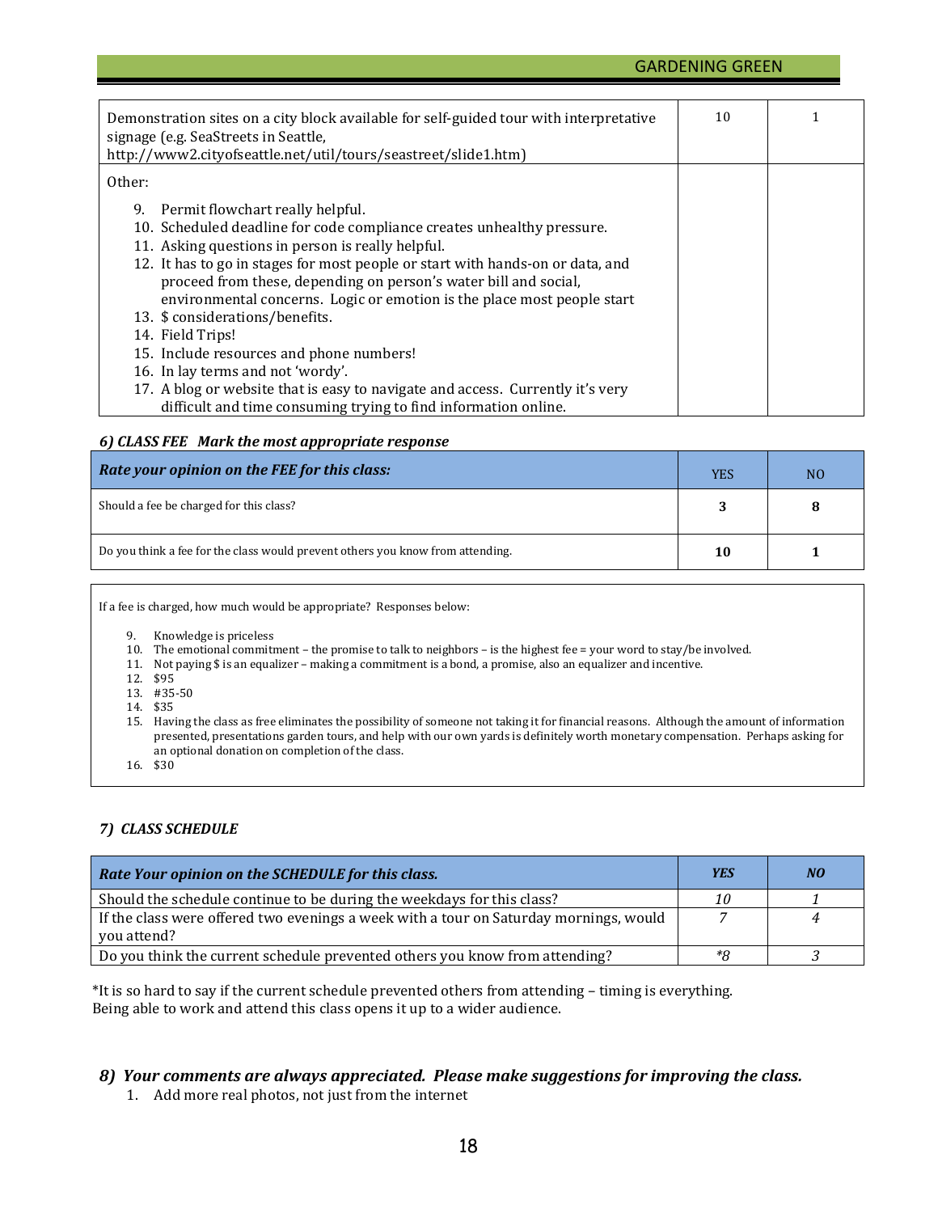| | | |
|---|---|---|
| Demonstration sites on a city block available for self-guided tour with interpretative signage (e.g. SeaStreets in Seattle, http://www2.cityofseattle.net/util/tours/seastreet/slide1.htm) | 10 | 1 |
| Other:<br><br>9. Permit flowchart really helpful.<br>10. Scheduled deadline for code compliance creates unhealthy pressure.<br>11. Asking questions in person is really helpful.<br>12. It has to go in stages for most people or start with hands-on or data, and proceed from these, depending on person's water bill and social, environmental concerns. Logic or emotion is the place most people start<br>13. $ considerations/benefits.<br>14. Field Trips!<br>15. Include resources and phone numbers!<br>16. In lay terms and not 'wordy'.<br>17. A blog or website that is easy to navigate and access. Currently it's very difficult and time consuming trying to find information online. | | |

### *6) CLASS FEE Mark the most appropriate response*

| ***Rate your opinion on the FEE for this class:*** | YES | NO |
|---|---|---|
| Should a fee be charged for this class? | **3** | **8** |
| Do you think a fee for the class would prevent others you know from attending. | **10** | **1** |

If a fee is charged, how much would be appropriate? Responses below:

9. Knowledge is priceless
10. The emotional commitment – the promise to talk to neighbors – is the highest fee = your word to stay/be involved.
11. Not paying $ is an equalizer – making a commitment is a bond, a promise, also an equalizer and incentive.
12. $95
13. #35-50
14. $35
15. Having the class as free eliminates the possibility of someone not taking it for financial reasons. Although the amount of information presented, presentations garden tours, and help with our own yards is definitely worth monetary compensation. Perhaps asking for an optional donation on completion of the class.
16. $30

### *7) CLASS SCHEDULE*

| ***Rate Your opinion on the SCHEDULE for this class.*** | ***YES*** | ***NO*** |
|---|---|---|
| Should the schedule continue to be during the weekdays for this class? | *10* | *1* |
| If the class were offered two evenings a week with a tour on Saturday mornings, would you attend? | *7* | *4* |
| Do you think the current schedule prevented others you know from attending? | *\*8* | *3* |

*It is so hard to say if the current schedule prevented others from attending – timing is everything. Being able to work and attend this class opens it up to a wider audience.

### *8) Your comments are always appreciated. Please make suggestions for improving the class.*

1. Add more real photos, not just from the internet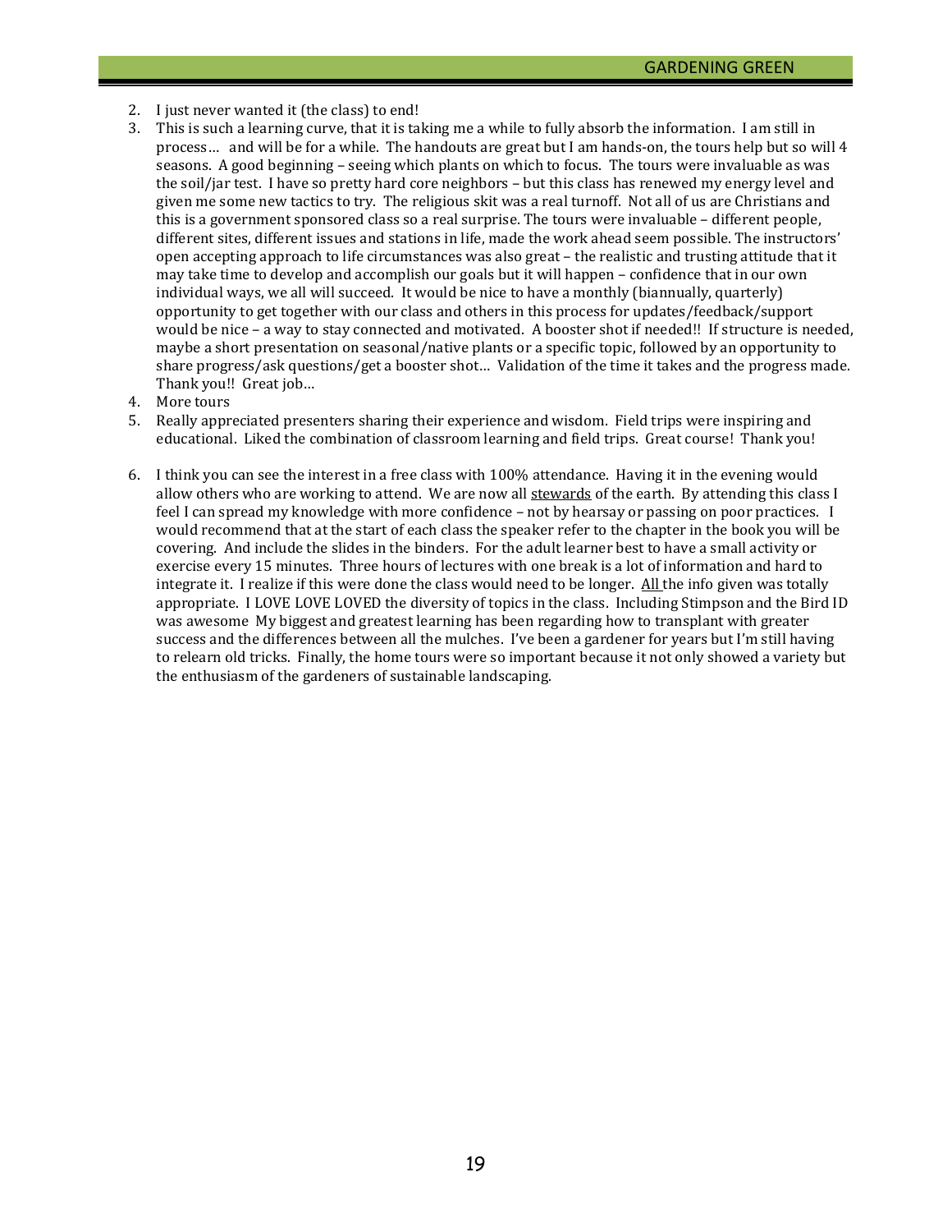2. I just never wanted it (the class) to end!
3. This is such a learning curve, that it is taking me a while to fully absorb the information. I am still in process… and will be for a while. The handouts are great but I am hands-on, the tours help but so will 4 seasons. A good beginning – seeing which plants on which to focus. The tours were invaluable as was the soil/jar test. I have so pretty hard core neighbors – but this class has renewed my energy level and given me some new tactics to try. The religious skit was a real turnoff. Not all of us are Christians and this is a government sponsored class so a real surprise. The tours were invaluable – different people, different sites, different issues and stations in life, made the work ahead seem possible. The instructors' open accepting approach to life circumstances was also great – the realistic and trusting attitude that it may take time to develop and accomplish our goals but it will happen – confidence that in our own individual ways, we all will succeed. It would be nice to have a monthly (biannually, quarterly) opportunity to get together with our class and others in this process for updates/feedback/support would be nice – a way to stay connected and motivated. A booster shot if needed!! If structure is needed, maybe a short presentation on seasonal/native plants or a specific topic, followed by an opportunity to share progress/ask questions/get a booster shot… Validation of the time it takes and the progress made. Thank you!! Great job…
4. More tours
5. Really appreciated presenters sharing their experience and wisdom. Field trips were inspiring and educational. Liked the combination of classroom learning and field trips. Great course! Thank you!
6. I think you can see the interest in a free class with 100% attendance. Having it in the evening would allow others who are working to attend. We are now all stewards of the earth. By attending this class I feel I can spread my knowledge with more confidence – not by hearsay or passing on poor practices. I would recommend that at the start of each class the speaker refer to the chapter in the book you will be covering. And include the slides in the binders. For the adult learner best to have a small activity or exercise every 15 minutes. Three hours of lectures with one break is a lot of information and hard to integrate it. I realize if this were done the class would need to be longer. All the info given was totally appropriate. I LOVE LOVE LOVED the diversity of topics in the class. Including Stimpson and the Bird ID was awesome My biggest and greatest learning has been regarding how to transplant with greater success and the differences between all the mulches. I've been a gardener for years but I'm still having to relearn old tricks. Finally, the home tours were so important because it not only showed a variety but the enthusiasm of the gardeners of sustainable landscaping.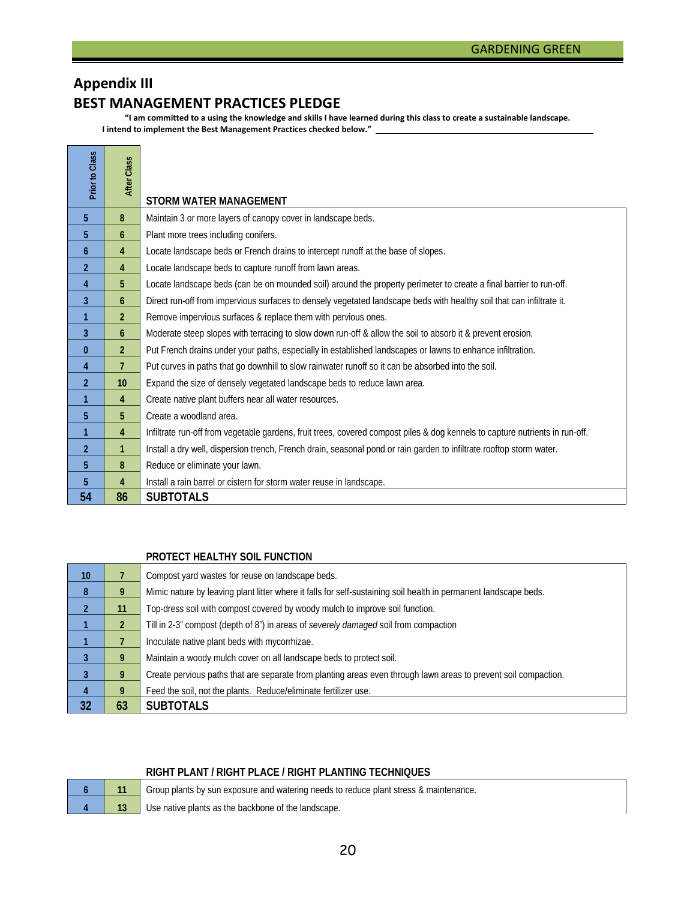## Appendix III

## BEST MANAGEMENT PRACTICES PLEDGE

**"I am committed to a using the knowledge and skills I have learned during this class to create a sustainable landscape. I intend to implement the Best Management Practices checked below."** \_\_\_\_\_\_\_\_\_\_\_\_\_\_\_\_\_\_\_\_\_\_\_\_\_\_\_\_\_\_\_\_\_\_\_\_

| Prior to Class | After Class | STORM WATER MANAGEMENT |
|---|---|---|
| 5 | 8 | Maintain 3 or more layers of canopy cover in landscape beds. |
| 5 | 6 | Plant more trees including conifers. |
| 6 | 4 | Locate landscape beds or French drains to intercept runoff at the base of slopes. |
| 2 | 4 | Locate landscape beds to capture runoff from lawn areas. |
| 4 | 5 | Locate landscape beds (can be on mounded soil) around the property perimeter to create a final barrier to run-off. |
| 3 | 6 | Direct run-off from impervious surfaces to densely vegetated landscape beds with healthy soil that can infiltrate it. |
| 1 | 2 | Remove impervious surfaces & replace them with pervious ones. |
| 3 | 6 | Moderate steep slopes with terracing to slow down run-off & allow the soil to absorb it & prevent erosion. |
| 0 | 2 | Put French drains under your paths, especially in established landscapes or lawns to enhance infiltration. |
| 4 | 7 | Put curves in paths that go downhill to slow rainwater runoff so it can be absorbed into the soil. |
| 2 | 10 | Expand the size of densely vegetated landscape beds to reduce lawn area. |
| 1 | 4 | Create native plant buffers near all water resources. |
| 5 | 5 | Create a woodland area. |
| 1 | 4 | Infiltrate run-off from vegetable gardens, fruit trees, covered compost piles & dog kennels to capture nutrients in run-off. |
| 2 | 1 | Install a dry well, dispersion trench, French drain, seasonal pond or rain garden to infiltrate rooftop storm water. |
| 5 | 8 | Reduce or eliminate your lawn. |
| 5 | 4 | Install a rain barrel or cistern for storm water reuse in landscape. |
| **54** | **86** | **SUBTOTALS** |

| | | PROTECT HEALTHY SOIL FUNCTION |
|---|---|---|
| 10 | 7 | Compost yard wastes for reuse on landscape beds. |
| 8 | 9 | Mimic nature by leaving plant litter where it falls for self-sustaining soil health in permanent landscape beds. |
| 2 | 11 | Top-dress soil with compost covered by woody mulch to improve soil function. |
| 1 | 2 | Till in 2-3" compost (depth of 8") in areas of *severely damaged* soil from compaction |
| 1 | 7 | Inoculate native plant beds with mycorrhizae. |
| 3 | 9 | Maintain a woody mulch cover on all landscape beds to protect soil. |
| 3 | 9 | Create pervious paths that are separate from planting areas even through lawn areas to prevent soil compaction. |
| 4 | 9 | Feed the soil, not the plants. Reduce/eliminate fertilizer use. |
| **32** | **63** | **SUBTOTALS** |

| | | RIGHT PLANT / RIGHT PLACE / RIGHT PLANTING TECHNIQUES |
|---|---|---|
| 6 | 11 | Group plants by sun exposure and watering needs to reduce plant stress & maintenance. |
| 4 | 13 | Use native plants as the backbone of the landscape. |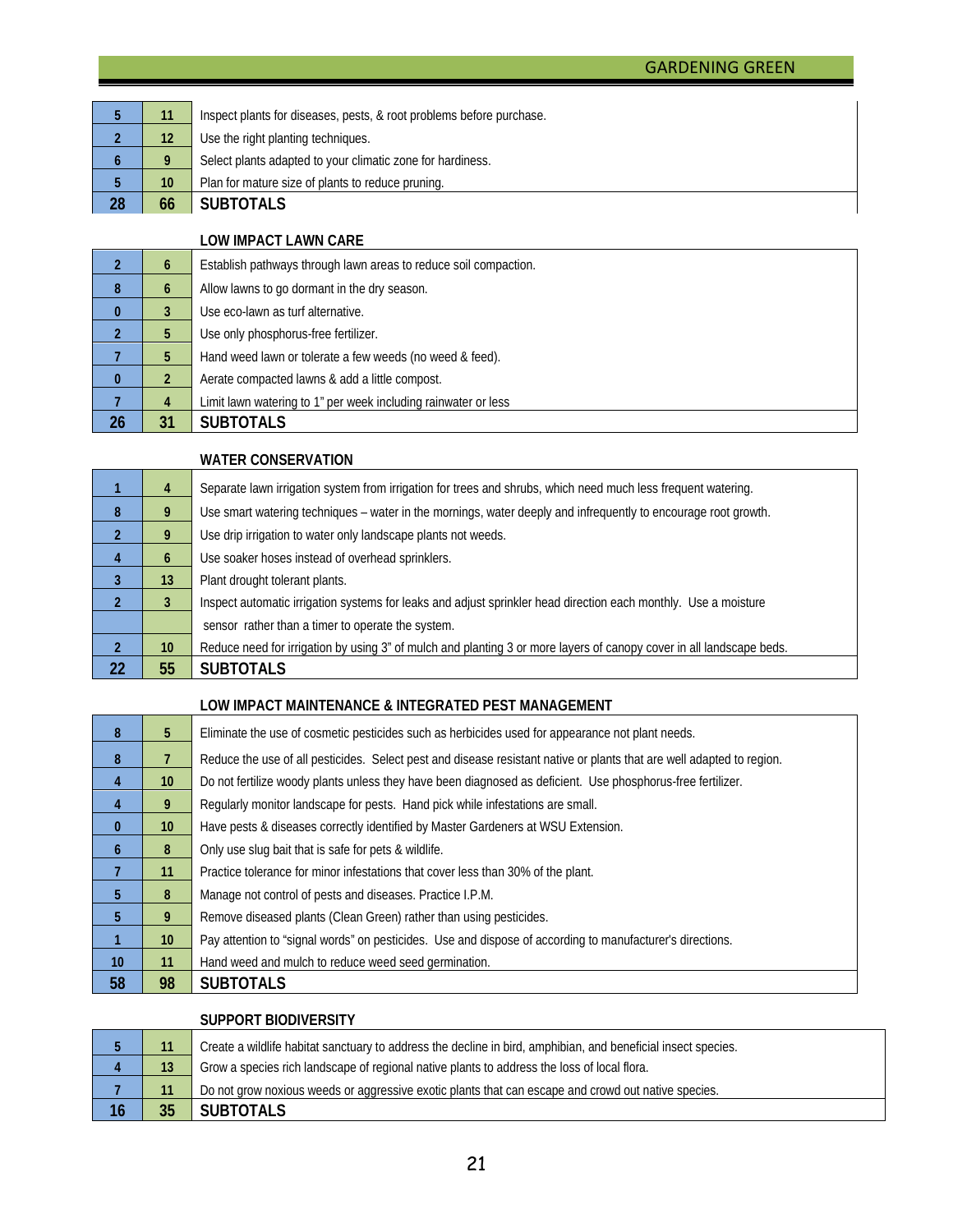| | | |
|---|---|---|
| 5 | 11 | Inspect plants for diseases, pests, & root problems before purchase. |
| 2 | 12 | Use the right planting techniques. |
| 6 | 9 | Select plants adapted to your climatic zone for hardiness. |
| 5 | 10 | Plan for mature size of plants to reduce pruning. |
| **28** | **66** | **SUBTOTALS** |

**LOW IMPACT LAWN CARE**

| | | |
|---|---|---|
| 2 | 6 | Establish pathways through lawn areas to reduce soil compaction. |
| 8 | 6 | Allow lawns to go dormant in the dry season. |
| 0 | 3 | Use eco-lawn as turf alternative. |
| 2 | 5 | Use only phosphorus-free fertilizer. |
| 7 | 5 | Hand weed lawn or tolerate a few weeds (no weed & feed). |
| 0 | 2 | Aerate compacted lawns & add a little compost. |
| 7 | 4 | Limit lawn watering to 1" per week including rainwater or less |
| **26** | **31** | **SUBTOTALS** |

**WATER CONSERVATION**

| | | |
|---|---|---|
| 1 | 4 | Separate lawn irrigation system from irrigation for trees and shrubs, which need much less frequent watering. |
| 8 | 9 | Use smart watering techniques – water in the mornings, water deeply and infrequently to encourage root growth. |
| 2 | 9 | Use drip irrigation to water only landscape plants not weeds. |
| 4 | 6 | Use soaker hoses instead of overhead sprinklers. |
| 3 | 13 | Plant drought tolerant plants. |
| 2 | 3 | Inspect automatic irrigation systems for leaks and adjust sprinkler head direction each monthly. Use a moisture sensor rather than a timer to operate the system. |
| 2 | 10 | Reduce need for irrigation by using 3" of mulch and planting 3 or more layers of canopy cover in all landscape beds. |
| **22** | **55** | **SUBTOTALS** |

**LOW IMPACT MAINTENANCE & INTEGRATED PEST MANAGEMENT**

| | | |
|---|---|---|
| 8 | 5 | Eliminate the use of cosmetic pesticides such as herbicides used for appearance not plant needs. |
| 8 | 7 | Reduce the use of all pesticides. Select pest and disease resistant native or plants that are well adapted to region. |
| 4 | 10 | Do not fertilize woody plants unless they have been diagnosed as deficient. Use phosphorus-free fertilizer. |
| 4 | 9 | Regularly monitor landscape for pests. Hand pick while infestations are small. |
| 0 | 10 | Have pests & diseases correctly identified by Master Gardeners at WSU Extension. |
| 6 | 8 | Only use slug bait that is safe for pets & wildlife. |
| 7 | 11 | Practice tolerance for minor infestations that cover less than 30% of the plant. |
| 5 | 8 | Manage not control of pests and diseases. Practice I.P.M. |
| 5 | 9 | Remove diseased plants (Clean Green) rather than using pesticides. |
| 1 | 10 | Pay attention to "signal words" on pesticides. Use and dispose of according to manufacturer's directions. |
| 10 | 11 | Hand weed and mulch to reduce weed seed germination. |
| **58** | **98** | **SUBTOTALS** |

**SUPPORT BIODIVERSITY**

| | | |
|---|---|---|
| 5 | 11 | Create a wildlife habitat sanctuary to address the decline in bird, amphibian, and beneficial insect species. |
| 4 | 13 | Grow a species rich landscape of regional native plants to address the loss of local flora. |
| 7 | 11 | Do not grow noxious weeds or aggressive exotic plants that can escape and crowd out native species. |
| **16** | **35** | **SUBTOTALS** |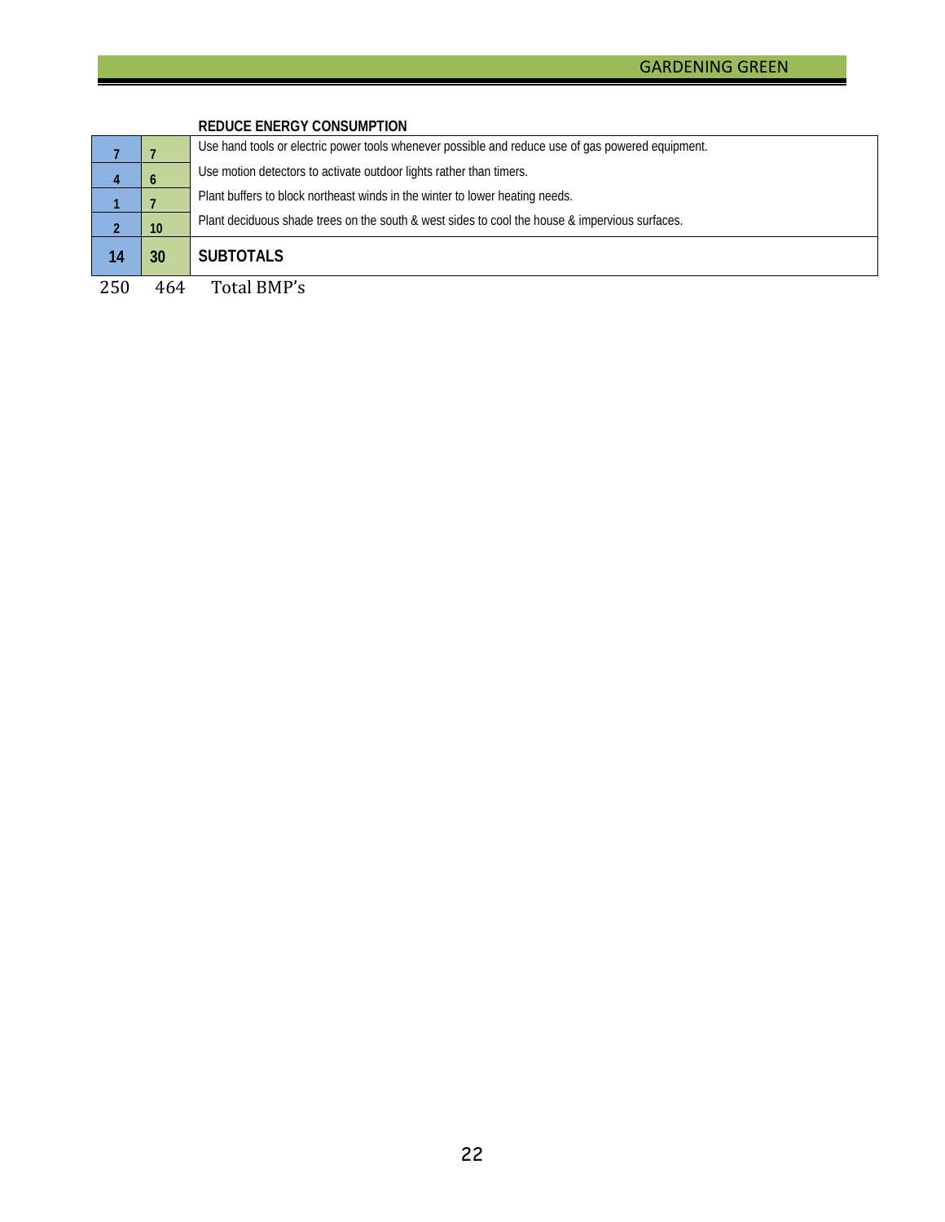| | | REDUCE ENERGY CONSUMPTION |
|---|---|---|
| 7 | 7 | Use hand tools or electric power tools whenever possible and reduce use of gas powered equipment. |
| 4 | 6 | Use motion detectors to activate outdoor lights rather than timers. |
| 1 | 7 | Plant buffers to block northeast winds in the winter to lower heating needs. |
| 2 | 10 | Plant deciduous shade trees on the south & west sides to cool the house & impervious surfaces. |
| **14** | **30** | **SUBTOTALS** |
| 250 | 464 | Total BMP's |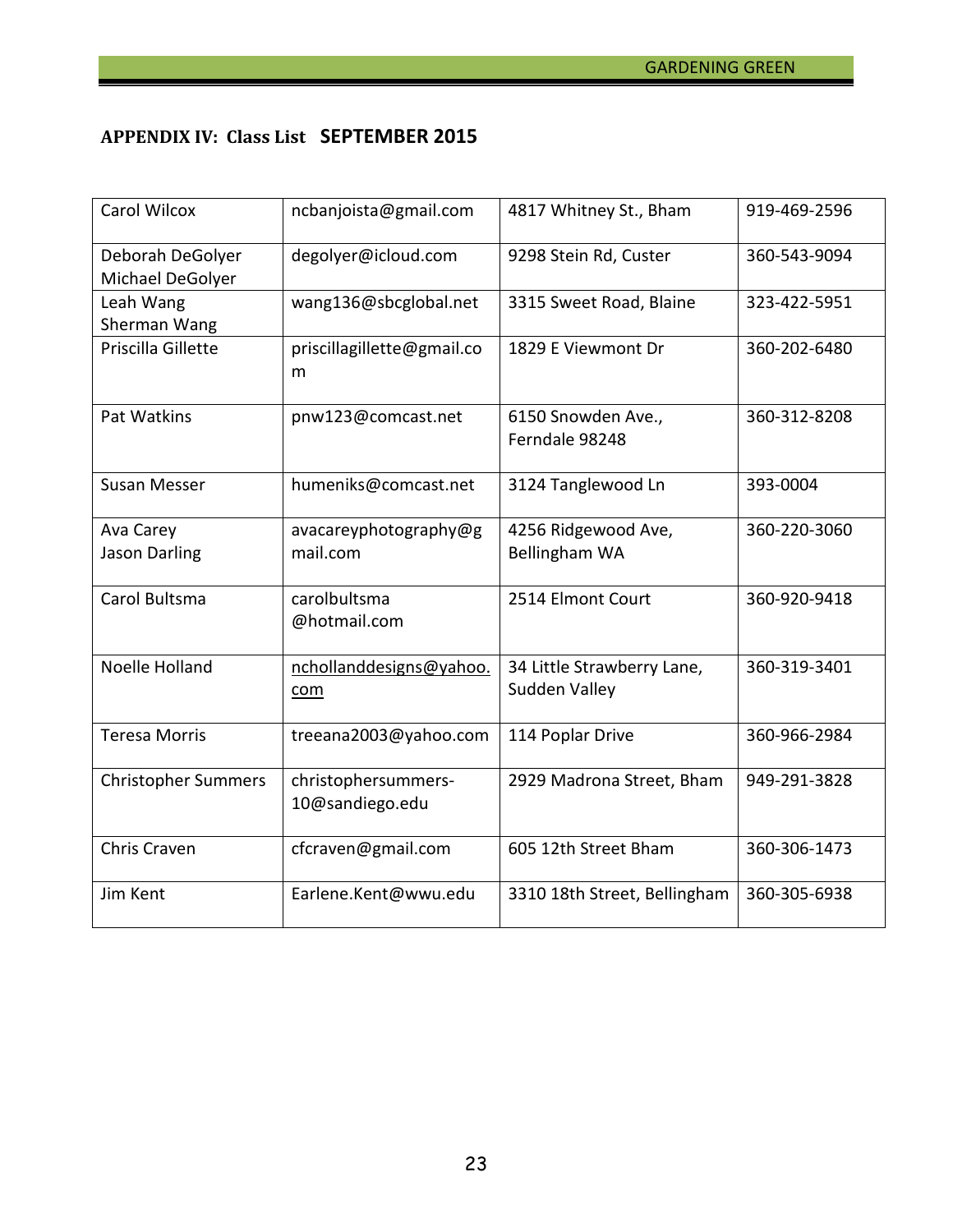## APPENDIX IV: Class List **SEPTEMBER 2015**

| | | | |
|---|---|---|---|
| Carol Wilcox | ncbanjoista@gmail.com | 4817 Whitney St., Bham | 919-469-2596 |
| Deborah DeGolyer<br>Michael DeGolyer | degolyer@icloud.com | 9298 Stein Rd, Custer | 360-543-9094 |
| Leah Wang<br>Sherman Wang | wang136@sbcglobal.net | 3315 Sweet Road, Blaine | 323-422-5951 |
| Priscilla Gillette | priscillagillette@gmail.com | 1829 E Viewmont Dr | 360-202-6480 |
| Pat Watkins | pnw123@comcast.net | 6150 Snowden Ave., Ferndale 98248 | 360-312-8208 |
| Susan Messer | humeniks@comcast.net | 3124 Tanglewood Ln | 393-0004 |
| Ava Carey<br>Jason Darling | avacareyphotography@gmail.com | 4256 Ridgewood Ave, Bellingham WA | 360-220-3060 |
| Carol Bultsma | carolbultsma @hotmail.com | 2514 Elmont Court | 360-920-9418 |
| Noelle Holland | nchollanddesigns@yahoo.com | 34 Little Strawberry Lane, Sudden Valley | 360-319-3401 |
| Teresa Morris | treeana2003@yahoo.com | 114 Poplar Drive | 360-966-2984 |
| Christopher Summers | christophersummers-10@sandiego.edu | 2929 Madrona Street, Bham | 949-291-3828 |
| Chris Craven | cfcraven@gmail.com | 605 12th Street Bham | 360-306-1473 |
| Jim Kent | Earlene.Kent@wwu.edu | 3310 18th Street, Bellingham | 360-305-6938 |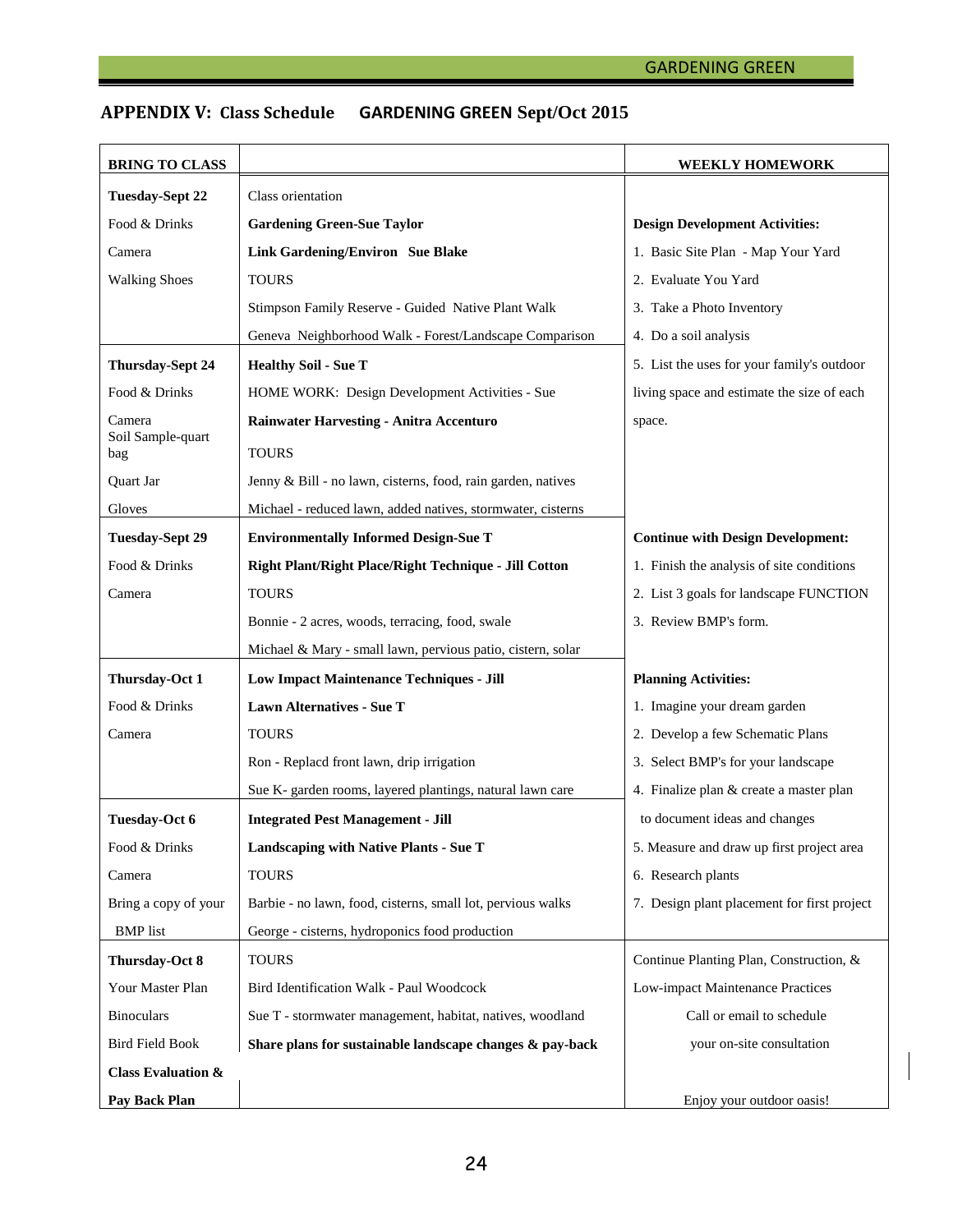## APPENDIX V: Class Schedule GARDENING GREEN Sept/Oct 2015

| BRING TO CLASS | | WEEKLY HOMEWORK |
|---|---|---|
| **Tuesday-Sept 22** | Class orientation | |
| Food & Drinks | **Gardening Green-Sue Taylor** | **Design Development Activities:** |
| Camera | **Link Gardening/Environ Sue Blake** | 1. Basic Site Plan - Map Your Yard |
| Walking Shoes | TOURS | 2. Evaluate You Yard |
| | Stimpson Family Reserve - Guided Native Plant Walk | 3. Take a Photo Inventory |
| | Geneva Neighborhood Walk - Forest/Landscape Comparison | 4. Do a soil analysis |
| **Thursday-Sept 24** | **Healthy Soil - Sue T** | 5. List the uses for your family's outdoor |
| Food & Drinks | HOME WORK: Design Development Activities - Sue | living space and estimate the size of each |
| Camera | **Rainwater Harvesting - Anitra Accenturo** | space. |
| Soil Sample-quart bag | TOURS | |
| Quart Jar | Jenny & Bill - no lawn, cisterns, food, rain garden, natives | |
| Gloves | Michael - reduced lawn, added natives, stormwater, cisterns | |
| **Tuesday-Sept 29** | **Environmentally Informed Design-Sue T** | **Continue with Design Development:** |
| Food & Drinks | **Right Plant/Right Place/Right Technique - Jill Cotton** | 1. Finish the analysis of site conditions |
| Camera | TOURS | 2. List 3 goals for landscape FUNCTION |
| | Bonnie - 2 acres, woods, terracing, food, swale | 3. Review BMP's form. |
| | Michael & Mary - small lawn, pervious patio, cistern, solar | |
| **Thursday-Oct 1** | **Low Impact Maintenance Techniques - Jill** | **Planning Activities:** |
| Food & Drinks | **Lawn Alternatives - Sue T** | 1. Imagine your dream garden |
| Camera | TOURS | 2. Develop a few Schematic Plans |
| | Ron - Replacd front lawn, drip irrigation | 3. Select BMP's for your landscape |
| | Sue K- garden rooms, layered plantings, natural lawn care | 4. Finalize plan & create a master plan |
| **Tuesday-Oct 6** | **Integrated Pest Management - Jill** | to document ideas and changes |
| Food & Drinks | **Landscaping with Native Plants - Sue T** | 5. Measure and draw up first project area |
| Camera | TOURS | 6. Research plants |
| Bring a copy of your | Barbie - no lawn, food, cisterns, small lot, pervious walks | 7. Design plant placement for first project |
| BMP list | George - cisterns, hydroponics food production | |
| **Thursday-Oct 8** | TOURS | Continue Planting Plan, Construction, & |
| Your Master Plan | Bird Identification Walk - Paul Woodcock | Low-impact Maintenance Practices |
| Binoculars | Sue T - stormwater management, habitat, natives, woodland | Call or email to schedule |
| Bird Field Book | **Share plans for sustainable landscape changes & pay-back** | your on-site consultation |
| **Class Evaluation &** | | |
| **Pay Back Plan** | | Enjoy your outdoor oasis! |